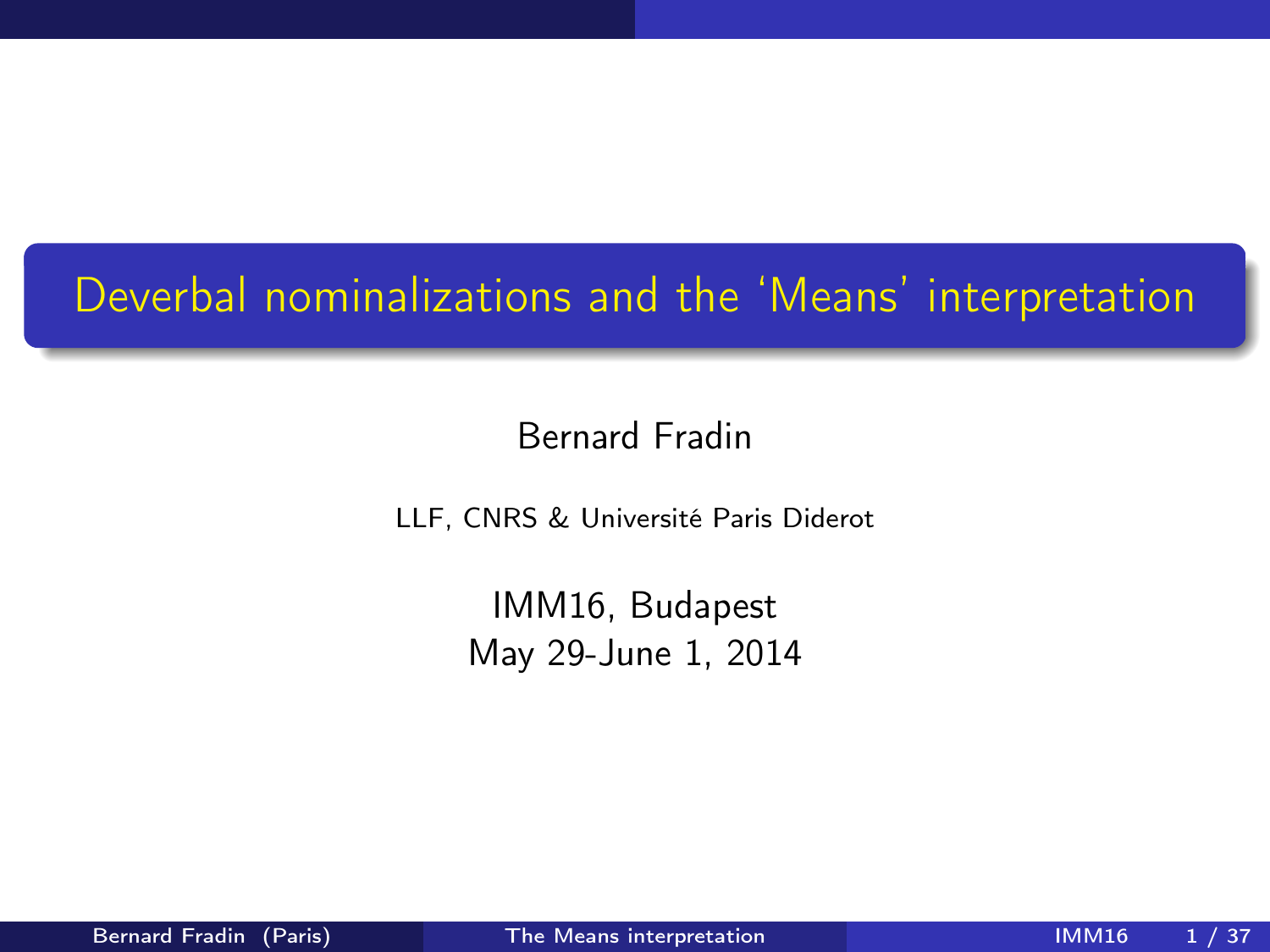# Deverbal nominalizations and the ‘Means’ interpretation

Bernard Fradin

LLF, CNRS & Université Paris Diderot

IMM16, Budapest
May 29-June 1, 2014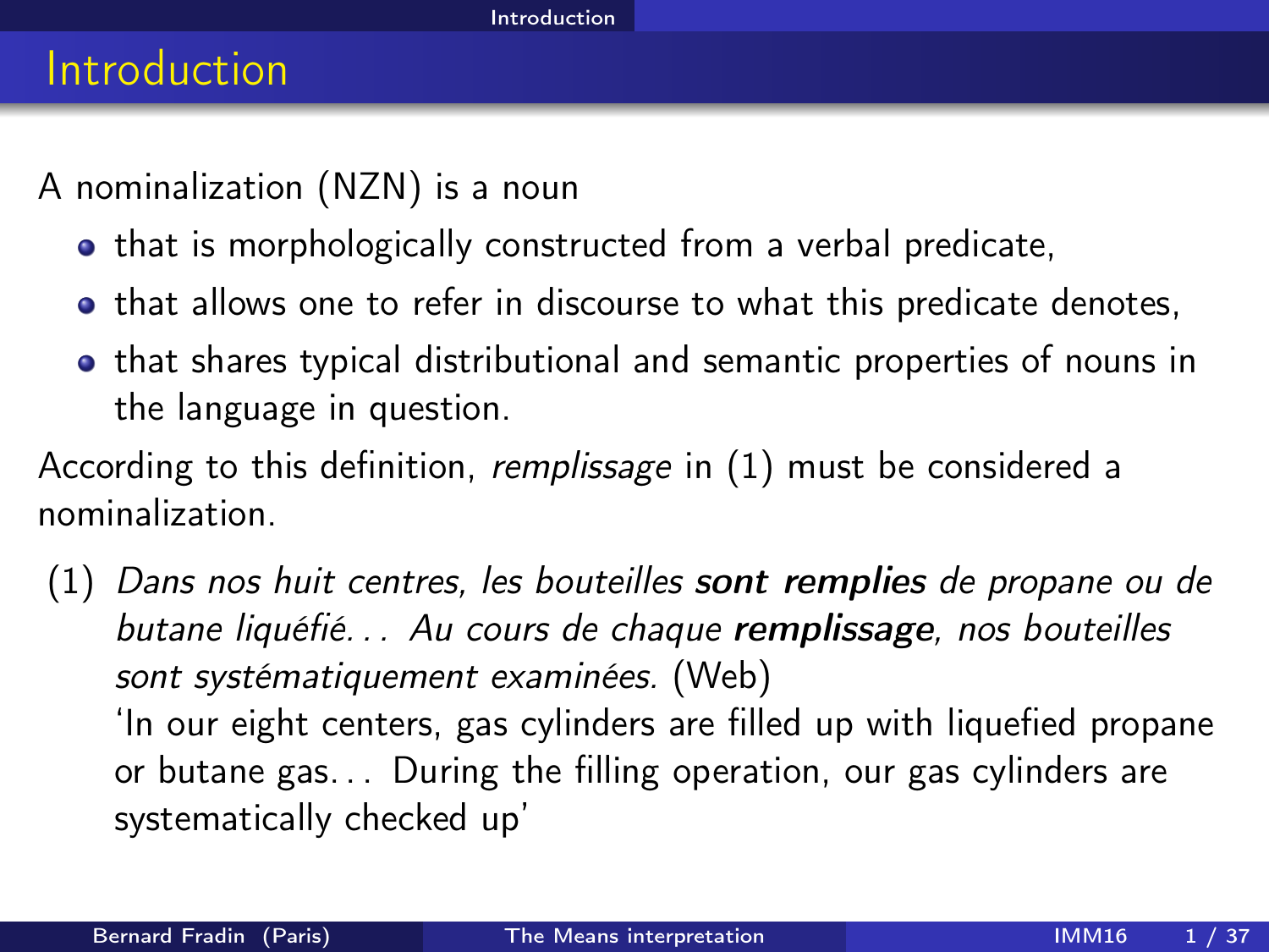# Introduction

A nominalization (NZN) is a noun

- that is morphologically constructed from a verbal predicate,
- that allows one to refer in discourse to what this predicate denotes,
- that shares typical distributional and semantic properties of nouns in the language in question.

According to this definition, *remplissage* in (1) must be considered a nominalization.

(1) *Dans nos huit centres, les bouteilles* ***sont remplies*** *de propane ou de butane liquéfié... Au cours de chaque* ***remplissage****, nos bouteilles sont systématiquement examinées.* (Web)
'In our eight centers, gas cylinders are filled up with liquefied propane or butane gas... During the filling operation, our gas cylinders are systematically checked up'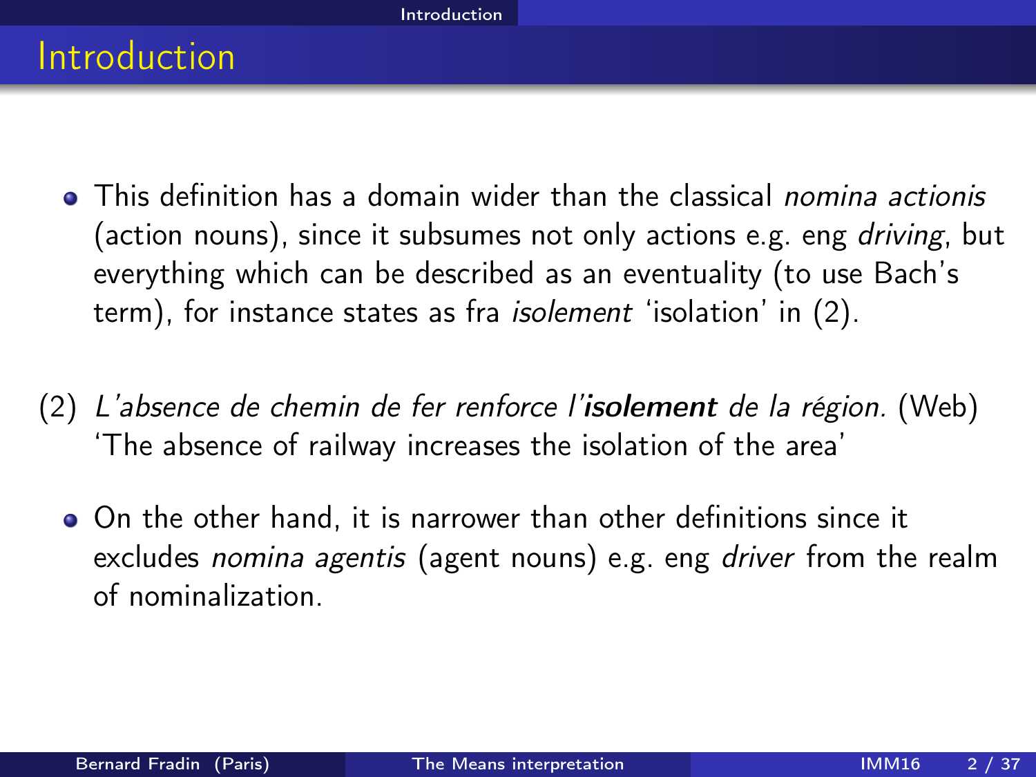# Introduction

- This definition has a domain wider than the classical *nomina actionis* (action nouns), since it subsumes not only actions e.g. eng *driving*, but everything which can be described as an eventuality (to use Bach's term), for instance states as fra *isolement* 'isolation' in (2).

(2) *L'absence de chemin de fer renforce l'**isolement** de la région.* (Web)
'The absence of railway increases the isolation of the area'

- On the other hand, it is narrower than other definitions since it excludes *nomina agentis* (agent nouns) e.g. eng *driver* from the realm of nominalization.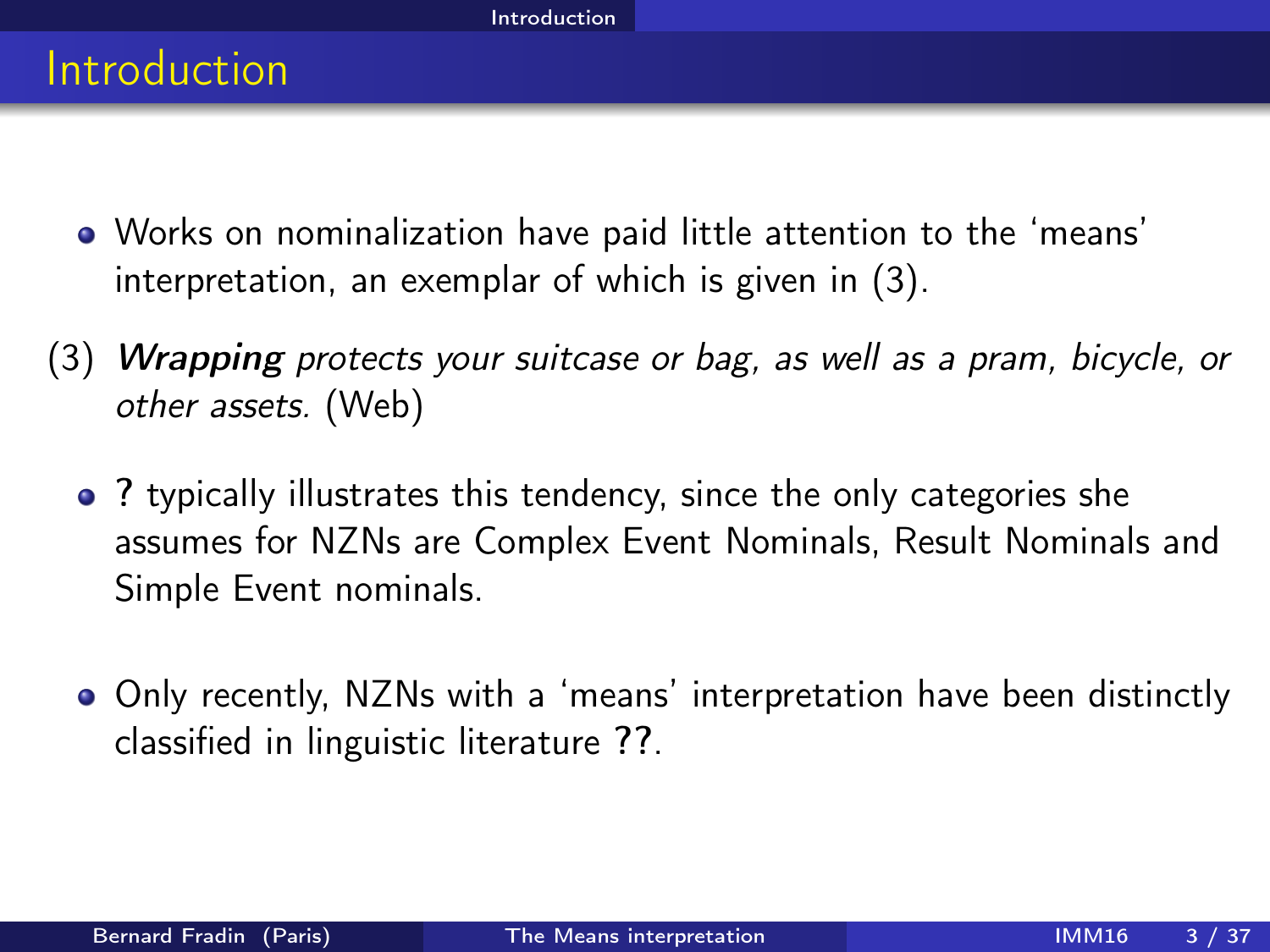# Introduction

- Works on nominalization have paid little attention to the 'means' interpretation, an exemplar of which is given in (3).

(3) ***Wrapping*** *protects your suitcase or bag, as well as a pram, bicycle, or other assets.* (Web)

- **?** typically illustrates this tendency, since the only categories she assumes for NZNs are Complex Event Nominals, Result Nominals and Simple Event nominals.

- Only recently, NZNs with a 'means' interpretation have been distinctly classified in linguistic literature **??**.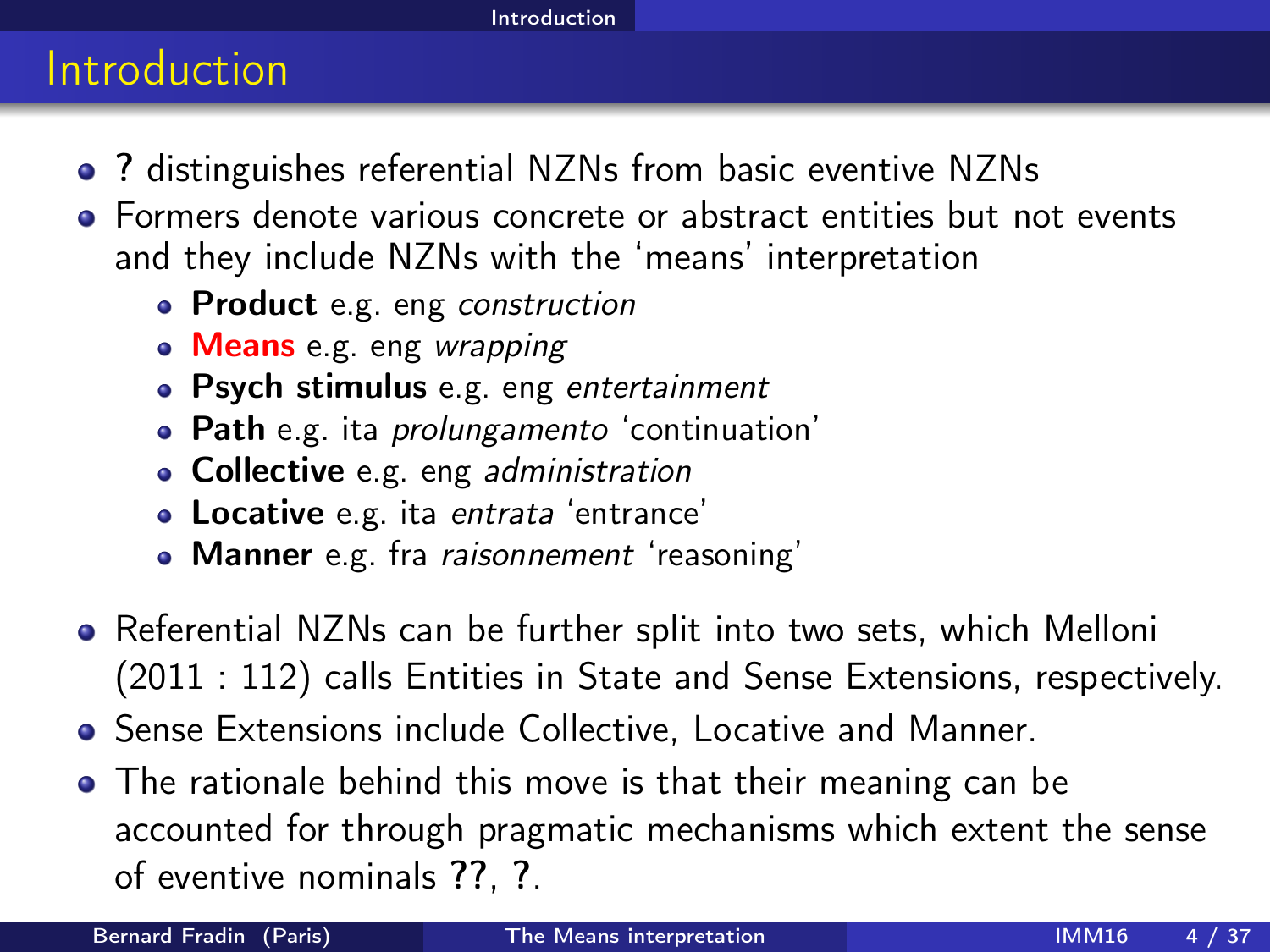# Introduction

- **?** distinguishes referential NZNs from basic eventive NZNs
- Formers denote various concrete or abstract entities but not events and they include NZNs with the 'means' interpretation
  - **Product** e.g. eng *construction*
  - **Means** e.g. eng *wrapping*
  - **Psych stimulus** e.g. eng *entertainment*
  - **Path** e.g. ita *prolungamento* 'continuation'
  - **Collective** e.g. eng *administration*
  - **Locative** e.g. ita *entrata* 'entrance'
  - **Manner** e.g. fra *raisonnement* 'reasoning'
- Referential NZNs can be further split into two sets, which Melloni (2011 : 112) calls Entities in State and Sense Extensions, respectively.
- Sense Extensions include Collective, Locative and Manner.
- The rationale behind this move is that their meaning can be accounted for through pragmatic mechanisms which extent the sense of eventive nominals **??**, **?**.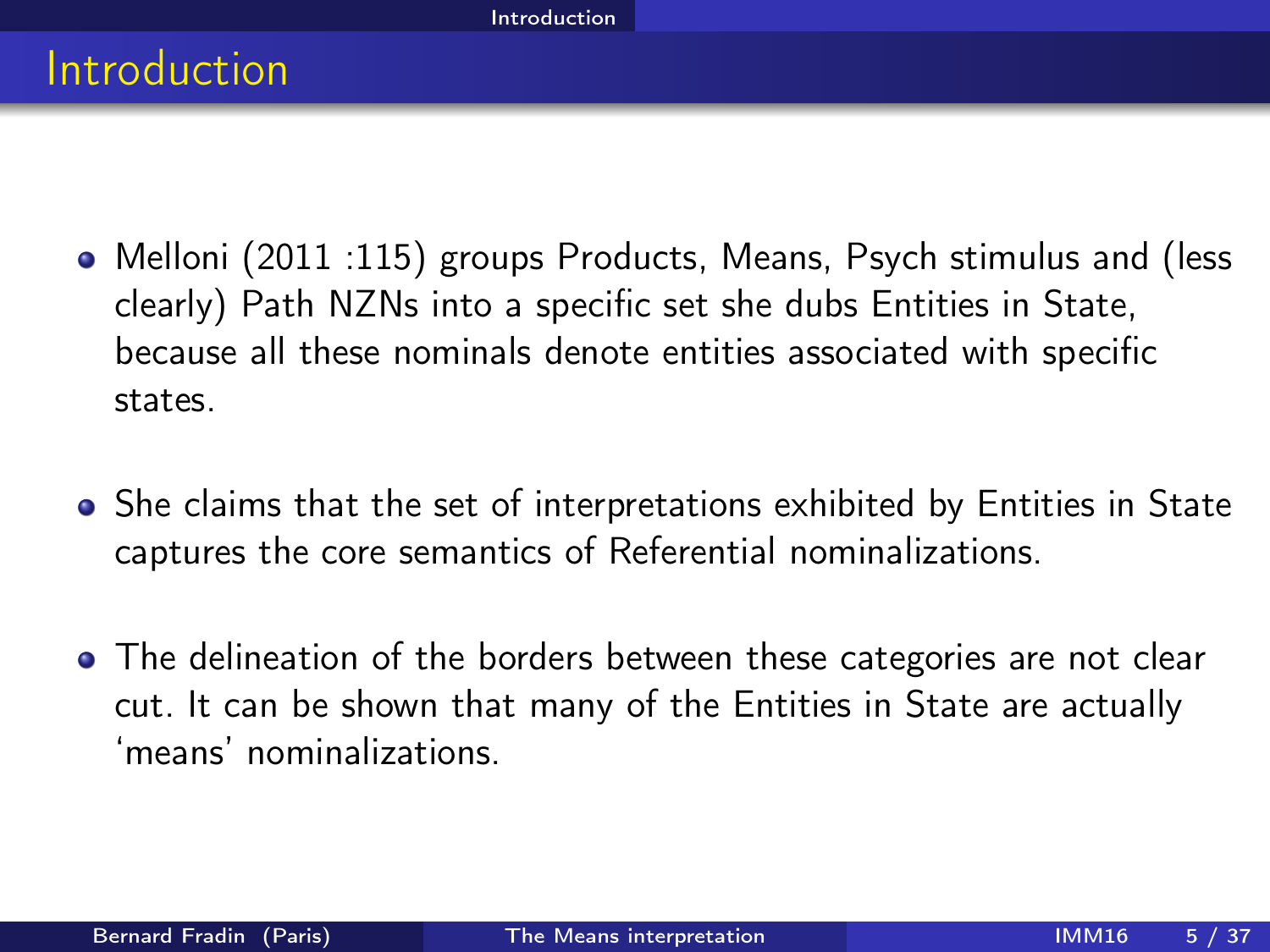# Introduction

- Melloni (2011 :115) groups Products, Means, Psych stimulus and (less clearly) Path NZNs into a specific set she dubs Entities in State, because all these nominals denote entities associated with specific states.

- She claims that the set of interpretations exhibited by Entities in State captures the core semantics of Referential nominalizations.

- The delineation of the borders between these categories are not clear cut. It can be shown that many of the Entities in State are actually 'means' nominalizations.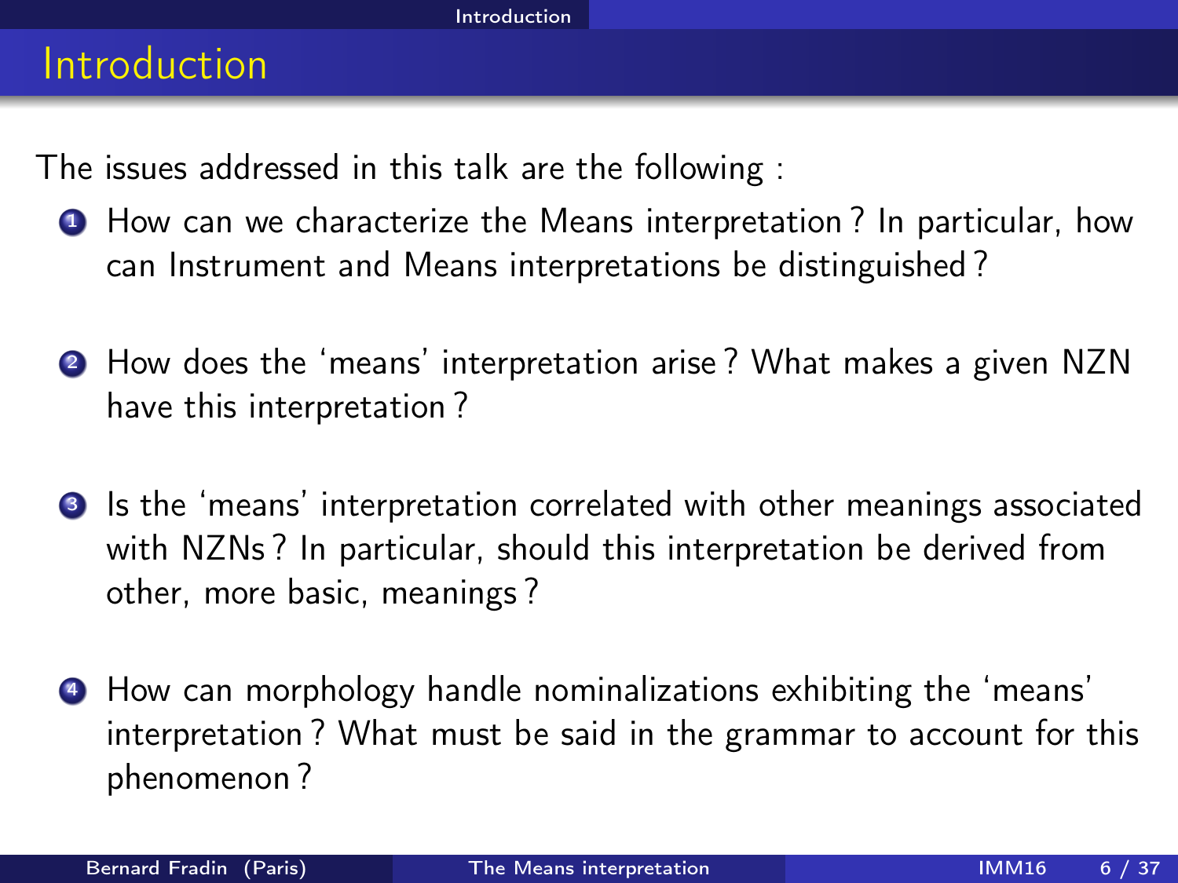# Introduction

The issues addressed in this talk are the following :

1. How can we characterize the Means interpretation ? In particular, how can Instrument and Means interpretations be distinguished ?

2. How does the 'means' interpretation arise ? What makes a given NZN have this interpretation ?

3. Is the 'means' interpretation correlated with other meanings associated with NZNs ? In particular, should this interpretation be derived from other, more basic, meanings ?

4. How can morphology handle nominalizations exhibiting the 'means' interpretation ? What must be said in the grammar to account for this phenomenon ?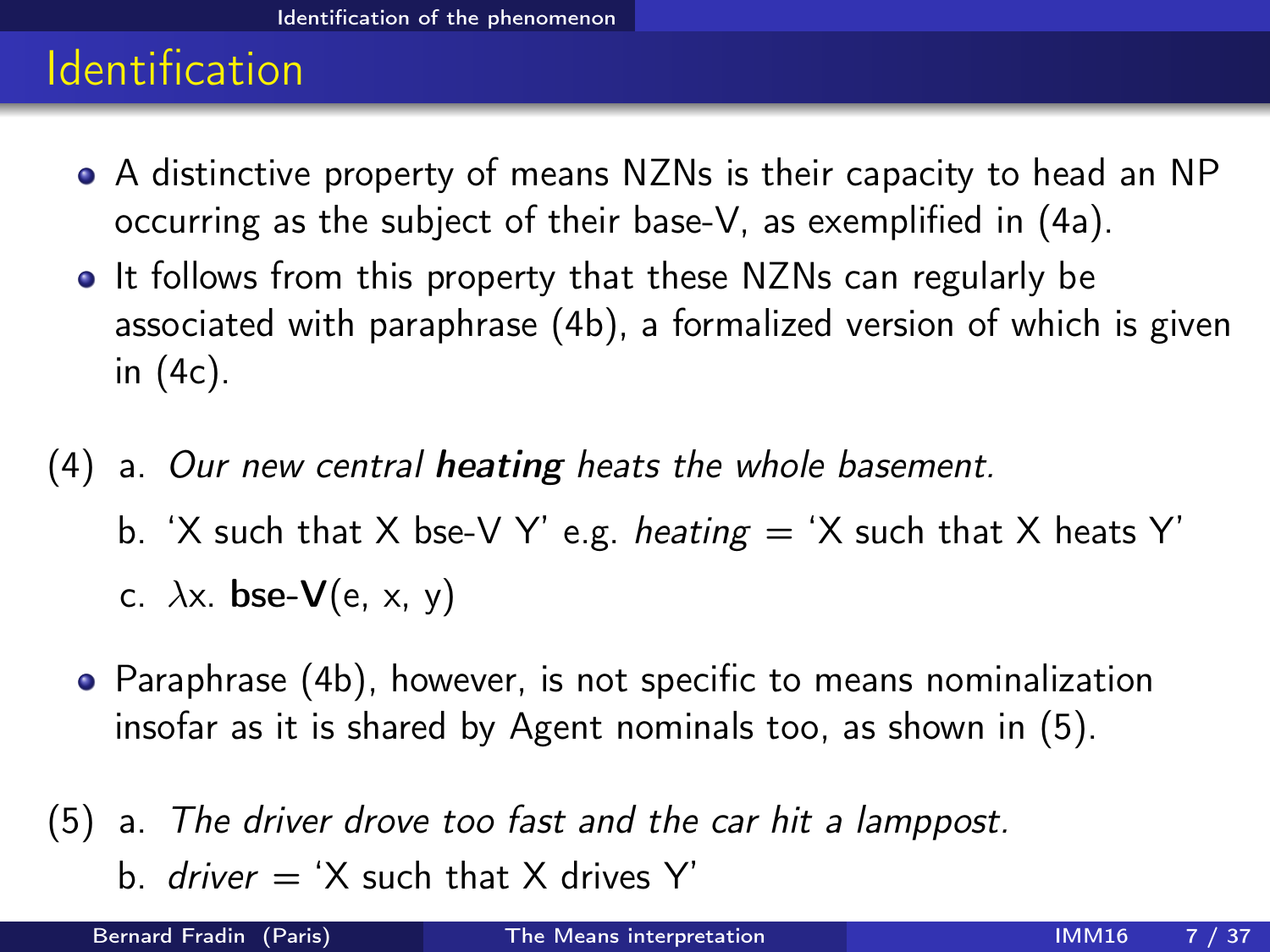# Identification

- A distinctive property of means NZNs is their capacity to head an NP occurring as the subject of their base-V, as exemplified in (4a).
- It follows from this property that these NZNs can regularly be associated with paraphrase (4b), a formalized version of which is given in (4c).

(4) a. *Our new central **heating** heats the whole basement.*

b. 'X such that X bse-V Y' e.g. *heating* = 'X such that X heats Y'

c. $\lambda$x. **bse-V**(e, x, y)

- Paraphrase (4b), however, is not specific to means nominalization insofar as it is shared by Agent nominals too, as shown in (5).

(5) a. *The driver drove too fast and the car hit a lamppost.*

b. *driver* = 'X such that X drives Y'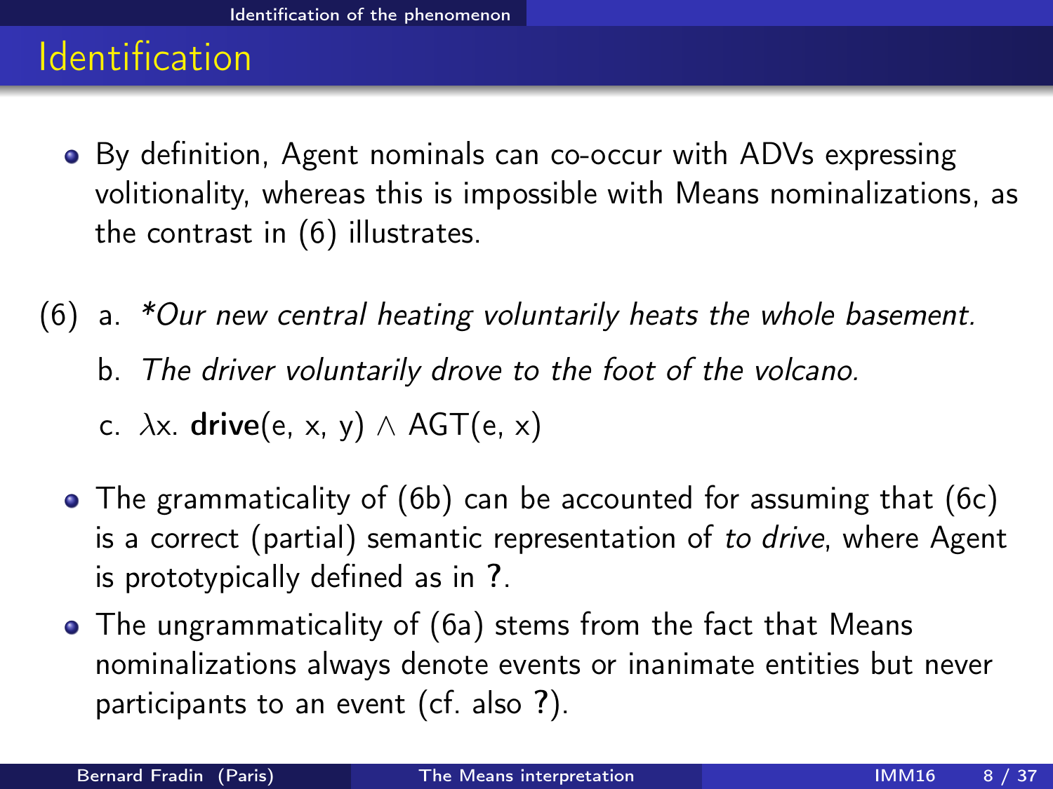# Identification

- By definition, Agent nominals can co-occur with ADVs expressing volitionality, whereas this is impossible with Means nominalizations, as the contrast in (6) illustrates.

(6) a. *\*Our new central heating voluntarily heats the whole basement.*

b. *The driver voluntarily drove to the foot of the volcano.*

c. $\lambda$x. **drive**(e, x, y) $\wedge$ AGT(e, x)

- The grammaticality of (6b) can be accounted for assuming that (6c) is a correct (partial) semantic representation of *to drive*, where Agent is prototypically defined as in **?**.
- The ungrammaticality of (6a) stems from the fact that Means nominalizations always denote events or inanimate entities but never participants to an event (cf. also **?**).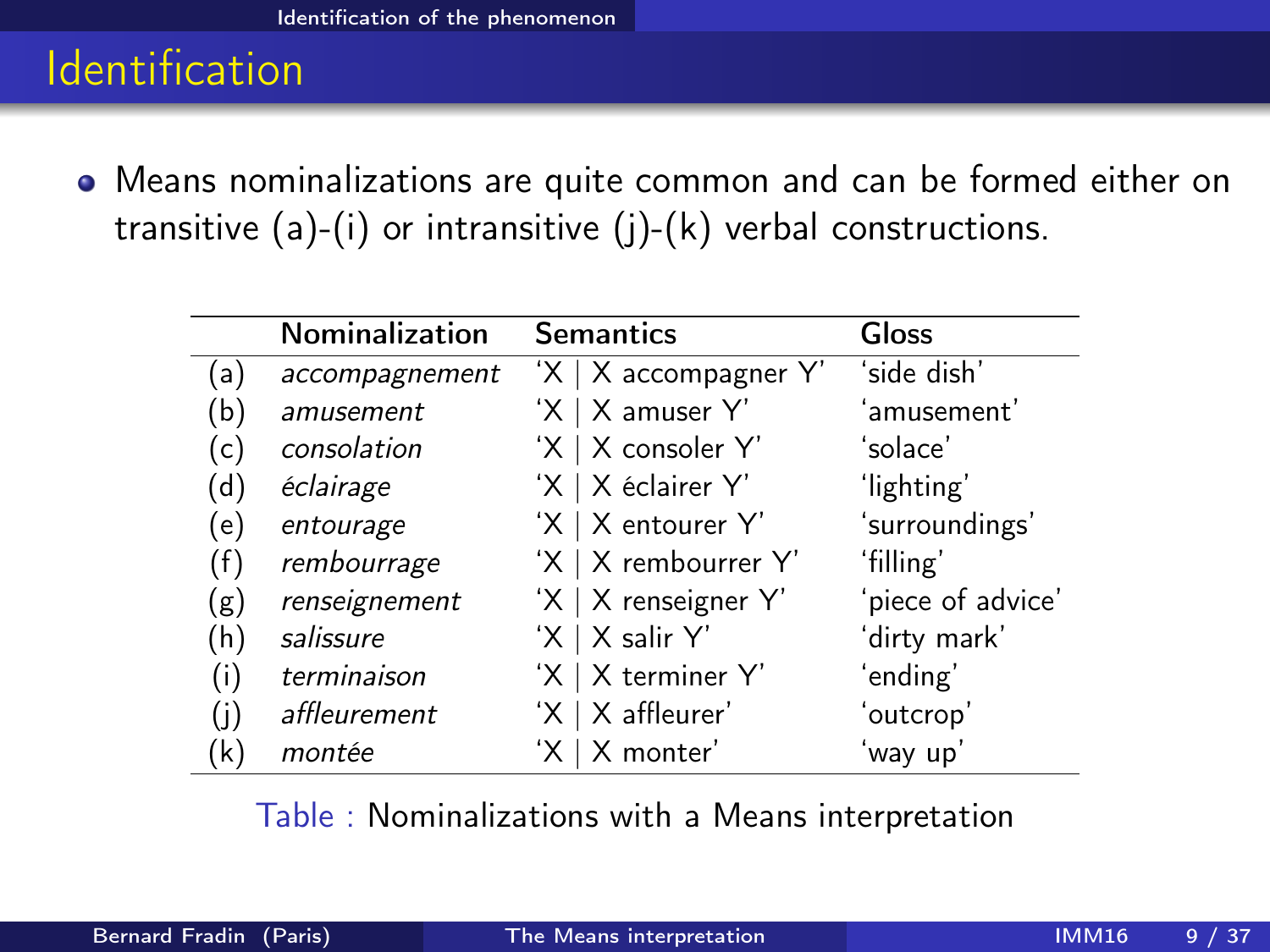## Identification

- Means nominalizations are quite common and can be formed either on transitive (a)-(i) or intransitive (j)-(k) verbal constructions.

| | Nominalization | Semantics | Gloss |
|---|---|---|---|
| (a) | *accompagnement* | 'X \| X accompagner Y' | 'side dish' |
| (b) | *amusement* | 'X \| X amuser Y' | 'amusement' |
| (c) | *consolation* | 'X \| X consoler Y' | 'solace' |
| (d) | *éclairage* | 'X \| X éclairer Y' | 'lighting' |
| (e) | *entourage* | 'X \| X entourer Y' | 'surroundings' |
| (f) | *rembourrage* | 'X \| X rembourrer Y' | 'filling' |
| (g) | *renseignement* | 'X \| X renseigner Y' | 'piece of advice' |
| (h) | *salissure* | 'X \| X salir Y' | 'dirty mark' |
| (i) | *terminaison* | 'X \| X terminer Y' | 'ending' |
| (j) | *affleurement* | 'X \| X affleurer' | 'outcrop' |
| (k) | *montée* | 'X \| X monter' | 'way up' |

Table : Nominalizations with a Means interpretation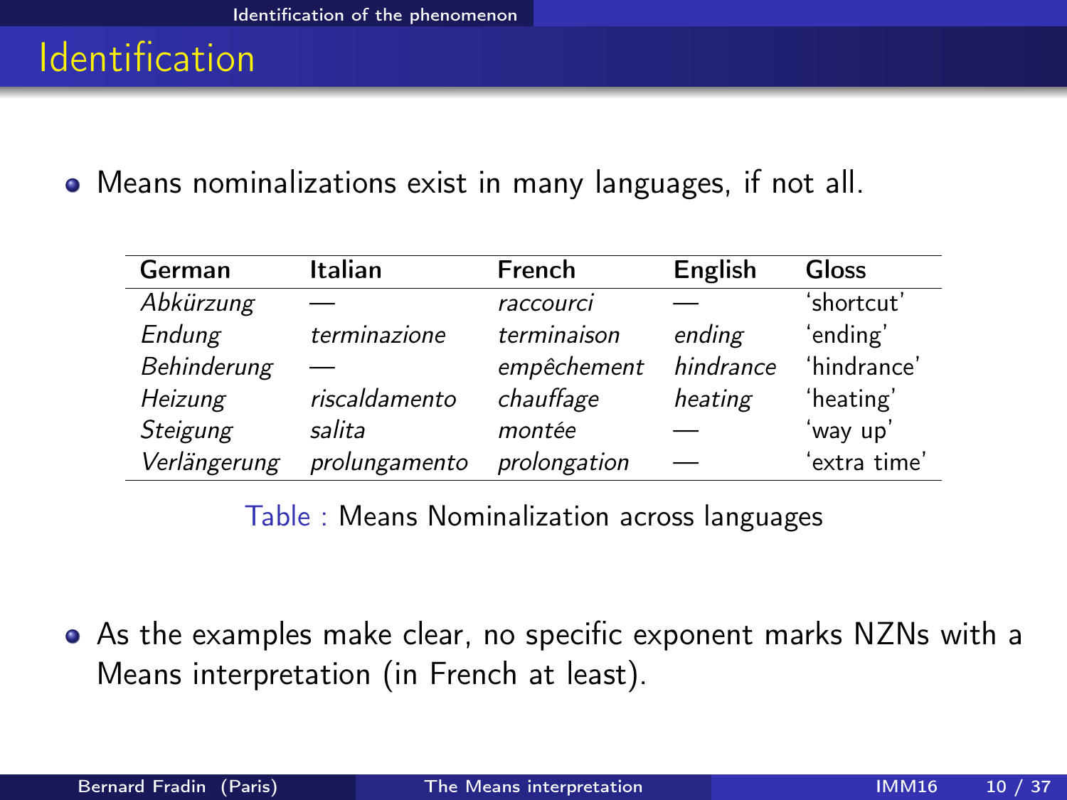# Identification

- Means nominalizations exist in many languages, if not all.

| German | Italian | French | English | Gloss |
|---|---|---|---|---|
| *Abkürzung* | — | *raccourci* | — | 'shortcut' |
| *Endung* | *terminazione* | *terminaison* | *ending* | 'ending' |
| *Behinderung* | — | *empêchement* | *hindrance* | 'hindrance' |
| *Heizung* | *riscaldamento* | *chauffage* | *heating* | 'heating' |
| *Steigung* | *salita* | *montée* | — | 'way up' |
| *Verlängerung* | *prolungamento* | *prolongation* | — | 'extra time' |

Table : Means Nominalization across languages

- As the examples make clear, no specific exponent marks NZNs with a Means interpretation (in French at least).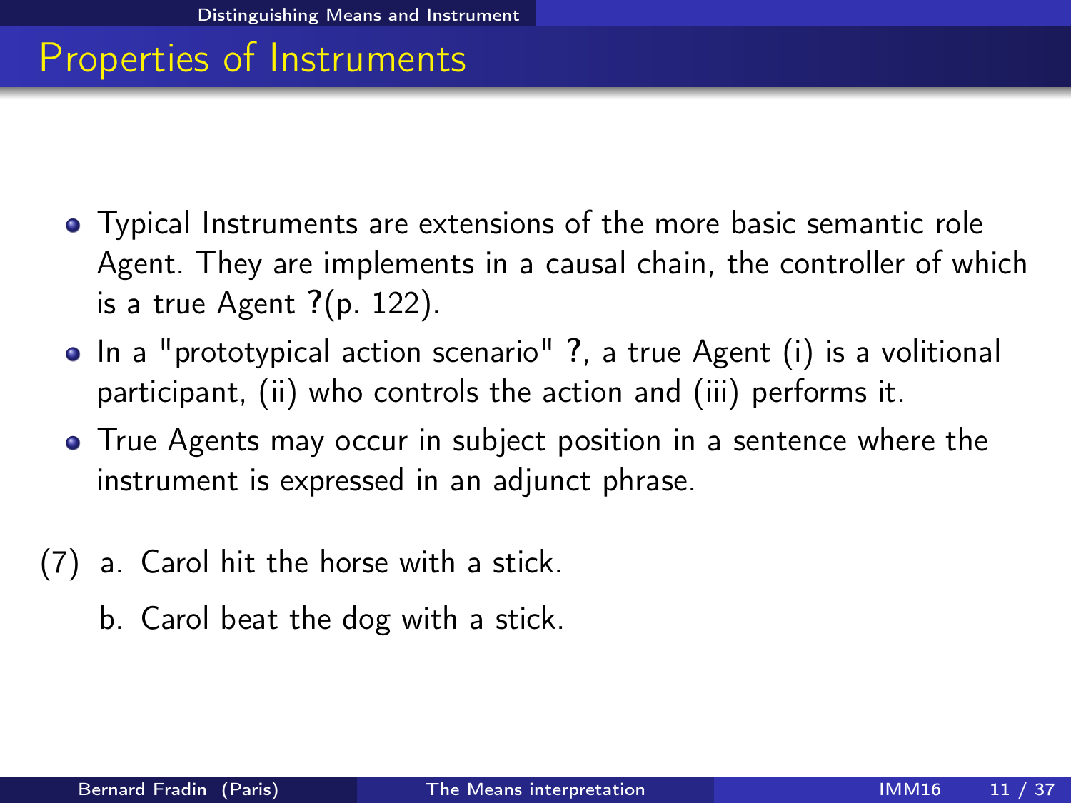## Properties of Instruments

- Typical Instruments are extensions of the more basic semantic role Agent. They are implements in a causal chain, the controller of which is a true Agent **?**(p. 122).
- In a "prototypical action scenario" **?**, a true Agent (i) is a volitional participant, (ii) who controls the action and (iii) performs it.
- True Agents may occur in subject position in a sentence where the instrument is expressed in an adjunct phrase.

(7) a. Carol hit the horse with a stick.

b. Carol beat the dog with a stick.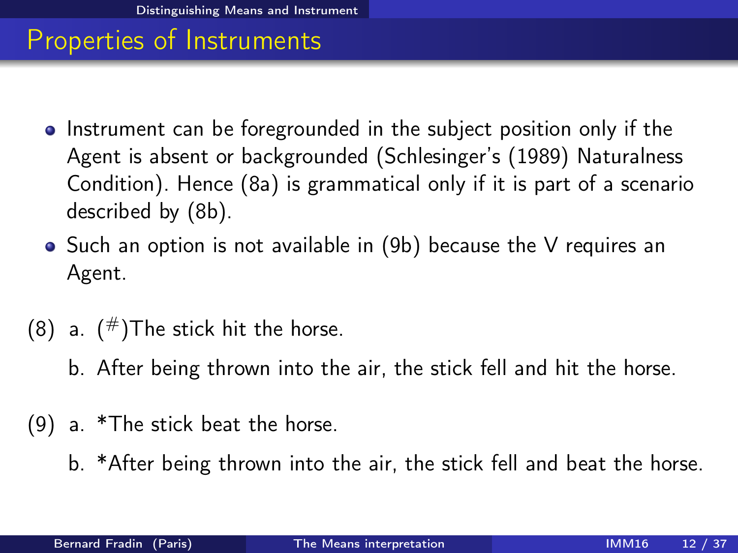## Properties of Instruments

- Instrument can be foregrounded in the subject position only if the Agent is absent or backgrounded (Schlesinger's (1989) Naturalness Condition). Hence (8a) is grammatical only if it is part of a scenario described by (8b).
- Such an option is not available in (9b) because the V requires an Agent.

(8) a. ($^{\#}$)The stick hit the horse.

b. After being thrown into the air, the stick fell and hit the horse.

(9) a. *The stick beat the horse.

b. *After being thrown into the air, the stick fell and beat the horse.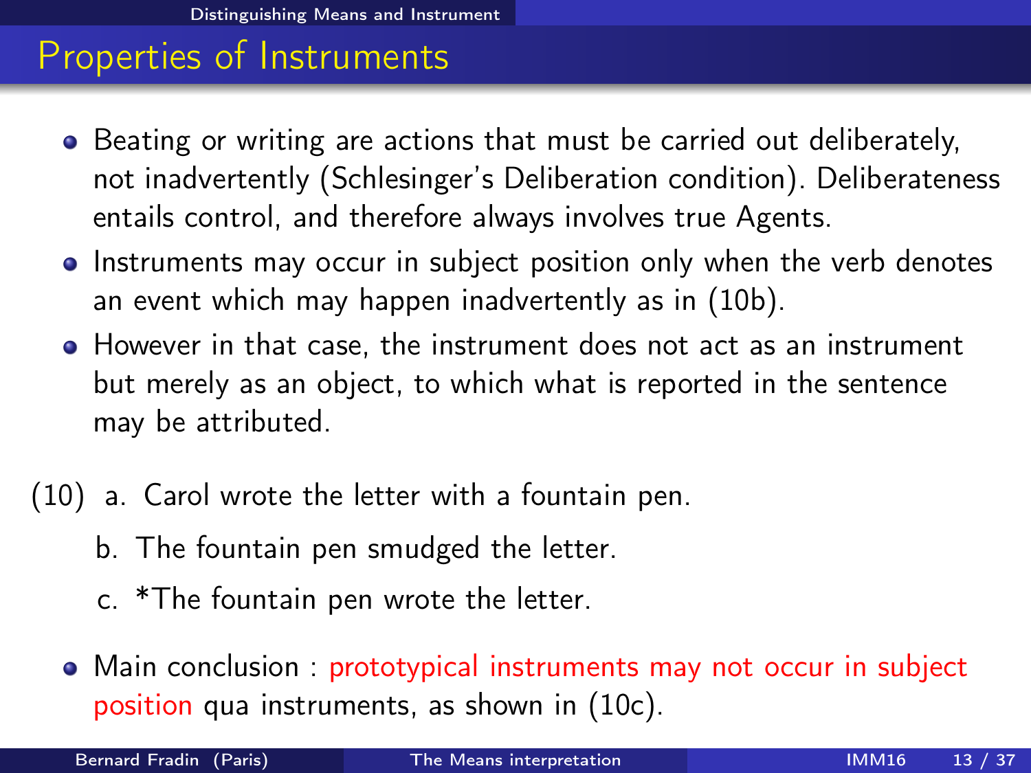## Properties of Instruments

- Beating or writing are actions that must be carried out deliberately, not inadvertently (Schlesinger's Deliberation condition). Deliberateness entails control, and therefore always involves true Agents.
- Instruments may occur in subject position only when the verb denotes an event which may happen inadvertently as in (10b).
- However in that case, the instrument does not act as an instrument but merely as an object, to which what is reported in the sentence may be attributed.

(10) a. Carol wrote the letter with a fountain pen.

b. The fountain pen smudged the letter.

c. *The fountain pen wrote the letter.

- Main conclusion : prototypical instruments may not occur in subject position qua instruments, as shown in (10c).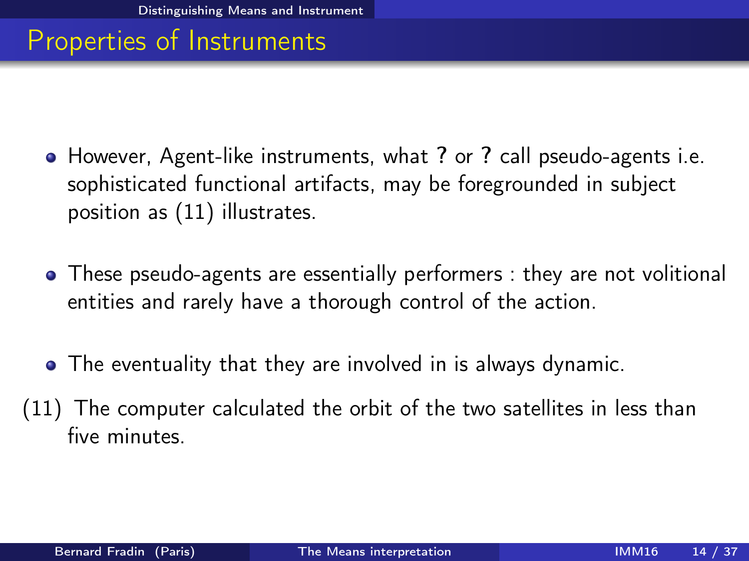# Properties of Instruments

- However, Agent-like instruments, what **?** or **?** call pseudo-agents i.e. sophisticated functional artifacts, may be foregrounded in subject position as (11) illustrates.

- These pseudo-agents are essentially performers : they are not volitional entities and rarely have a thorough control of the action.

- The eventuality that they are involved in is always dynamic.

(11) The computer calculated the orbit of the two satellites in less than five minutes.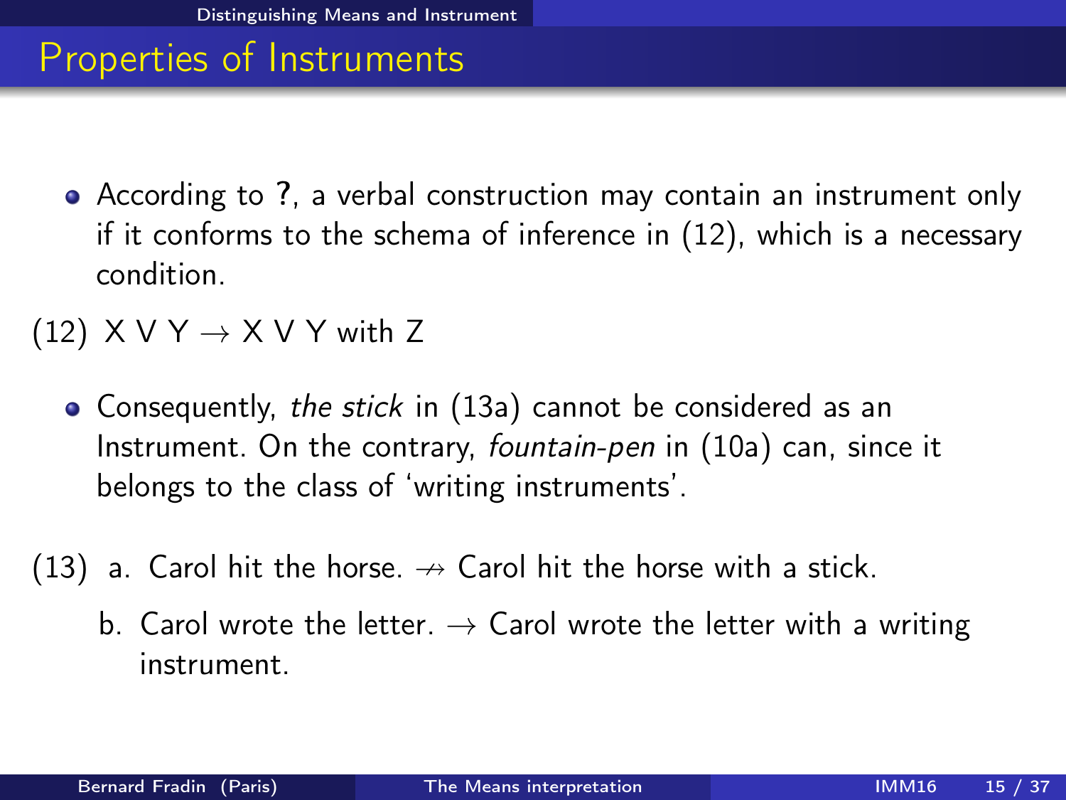## Properties of Instruments

- According to **?**, a verbal construction may contain an instrument only if it conforms to the schema of inference in (12), which is a necessary condition.

(12) X V Y $\rightarrow$ X V Y with Z

- Consequently, *the stick* in (13a) cannot be considered as an Instrument. On the contrary, *fountain-pen* in (10a) can, since it belongs to the class of 'writing instruments'.

(13) a. Carol hit the horse. $\nrightarrow$ Carol hit the horse with a stick.

b. Carol wrote the letter. $\rightarrow$ Carol wrote the letter with a writing instrument.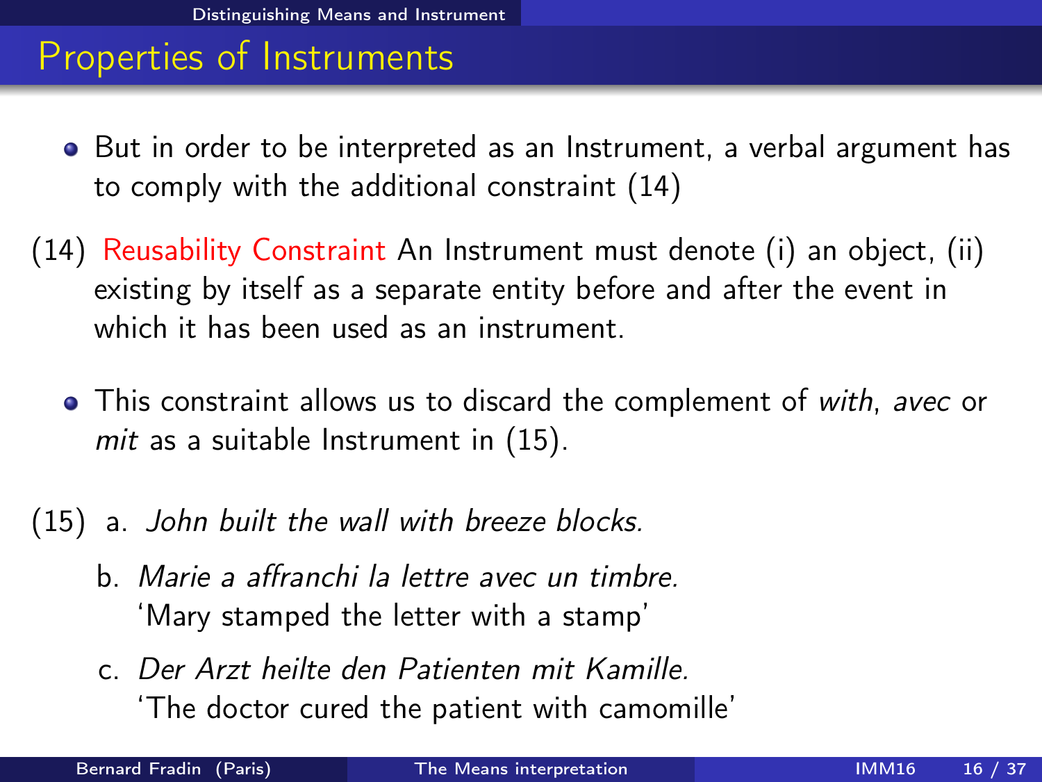## Properties of Instruments

- But in order to be interpreted as an Instrument, a verbal argument has to comply with the additional constraint (14)

(14) Reusability Constraint An Instrument must denote (i) an object, (ii) existing by itself as a separate entity before and after the event in which it has been used as an instrument.

- This constraint allows us to discard the complement of *with*, *avec* or *mit* as a suitable Instrument in (15).

(15) a. *John built the wall with breeze blocks.*

b. *Marie a affranchi la lettre avec un timbre.*
'Mary stamped the letter with a stamp'

c. *Der Arzt heilte den Patienten mit Kamille.*
'The doctor cured the patient with camomille'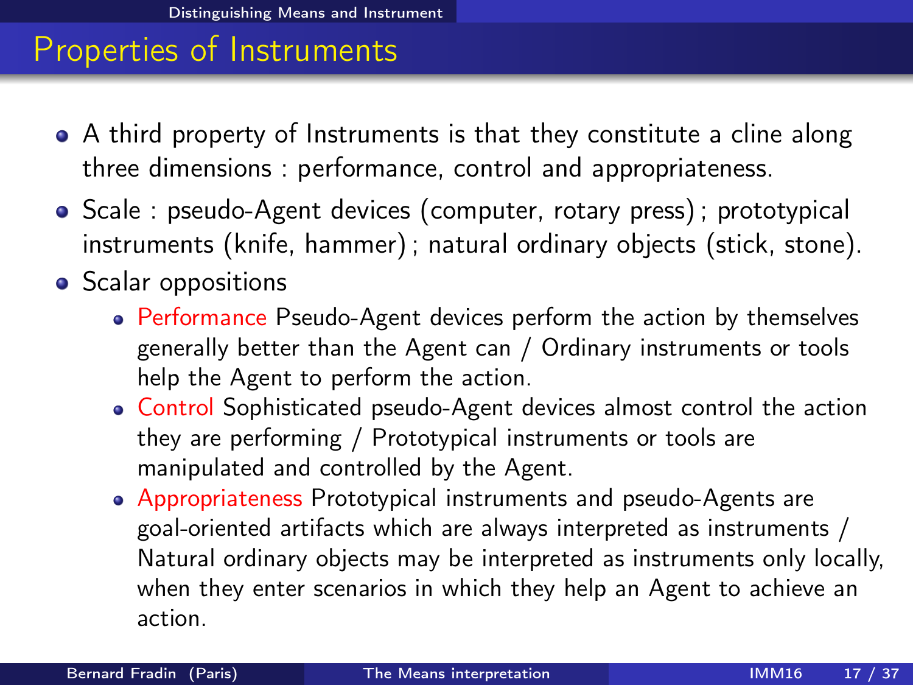# Properties of Instruments

- A third property of Instruments is that they constitute a cline along three dimensions : performance, control and appropriateness.
- Scale : pseudo-Agent devices (computer, rotary press) ; prototypical instruments (knife, hammer) ; natural ordinary objects (stick, stone).
- Scalar oppositions
  - Performance Pseudo-Agent devices perform the action by themselves generally better than the Agent can / Ordinary instruments or tools help the Agent to perform the action.
  - Control Sophisticated pseudo-Agent devices almost control the action they are performing / Prototypical instruments or tools are manipulated and controlled by the Agent.
  - Appropriateness Prototypical instruments and pseudo-Agents are goal-oriented artifacts which are always interpreted as instruments / Natural ordinary objects may be interpreted as instruments only locally, when they enter scenarios in which they help an Agent to achieve an action.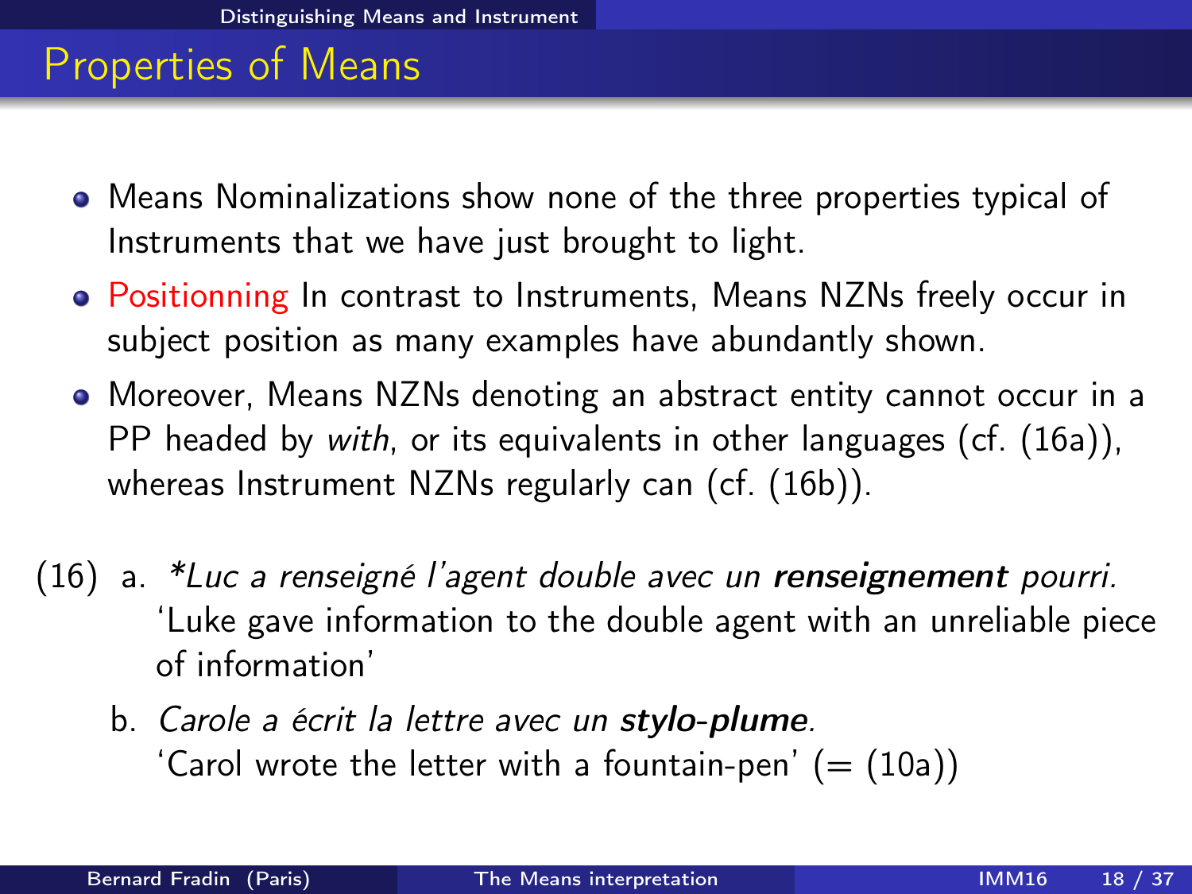## Properties of Means

- Means Nominalizations show none of the three properties typical of Instruments that we have just brought to light.
- Positionning In contrast to Instruments, Means NZNs freely occur in subject position as many examples have abundantly shown.
- Moreover, Means NZNs denoting an abstract entity cannot occur in a PP headed by *with*, or its equivalents in other languages (cf. (16a)), whereas Instrument NZNs regularly can (cf. (16b)).

(16) a. **Luc a renseigné l'agent double avec un* ***renseignement*** *pourri.*
 'Luke gave information to the double agent with an unreliable piece of information'

b. *Carole a écrit la lettre avec un* ***stylo-plume****.*
 'Carol wrote the letter with a fountain-pen' (= (10a))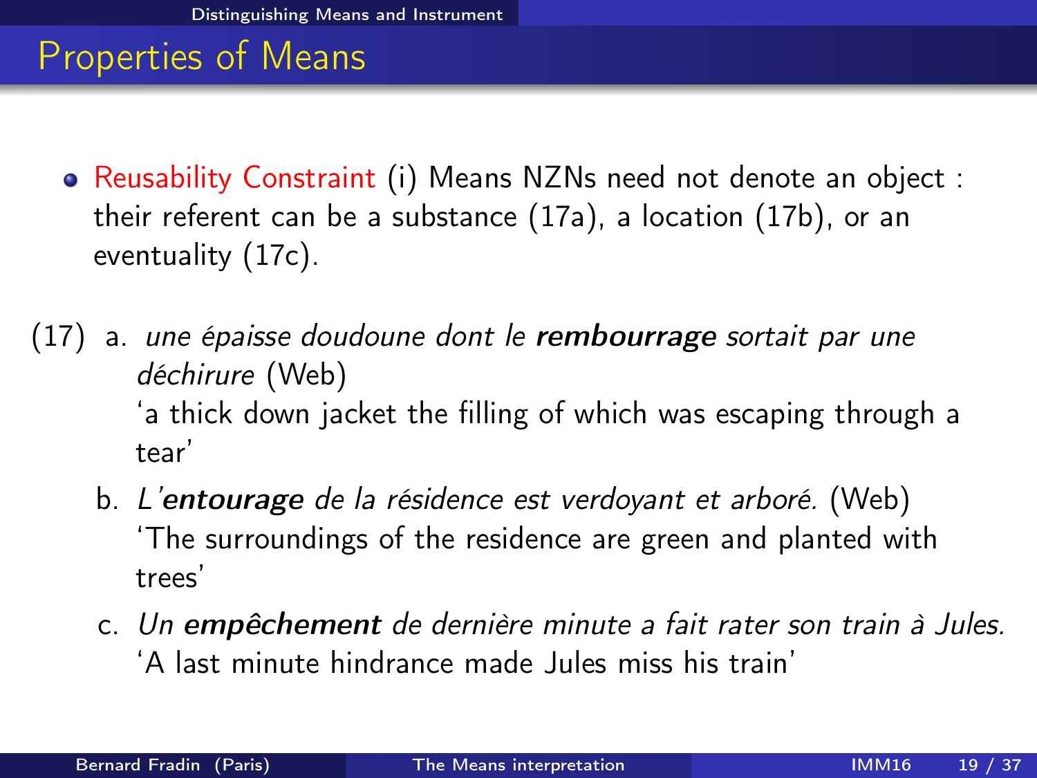# Properties of Means

- Reusability Constraint (i) Means NZNs need not denote an object : their referent can be a substance (17a), a location (17b), or an eventuality (17c).

(17) a. *une épaisse doudoune dont le **rembourrage** sortait par une déchirure* (Web)
'a thick down jacket the filling of which was escaping through a tear'

b. *L'**entourage** de la résidence est verdoyant et arboré.* (Web)
'The surroundings of the residence are green and planted with trees'

c. *Un **empêchement** de dernière minute a fait rater son train à Jules.*
'A last minute hindrance made Jules miss his train'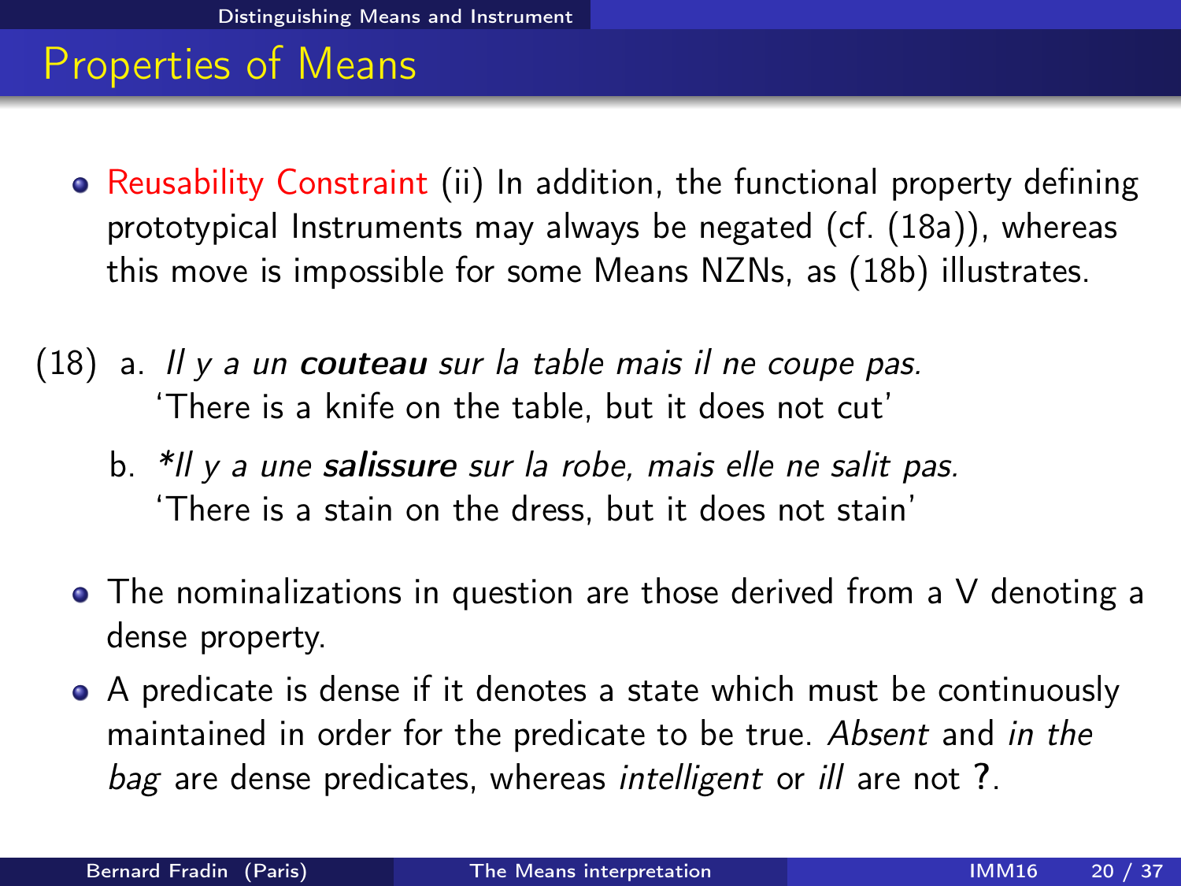## Properties of Means

- Reusability Constraint (ii) In addition, the functional property defining prototypical Instruments may always be negated (cf. (18a)), whereas this move is impossible for some Means NZNs, as (18b) illustrates.

(18) a. *Il y a un **couteau** sur la table mais il ne coupe pas.*
'There is a knife on the table, but it does not cut'

b. *\*Il y a une **salissure** sur la robe, mais elle ne salit pas.*
'There is a stain on the dress, but it does not stain'

- The nominalizations in question are those derived from a V denoting a dense property.
- A predicate is dense if it denotes a state which must be continuously maintained in order for the predicate to be true. *Absent* and *in the bag* are dense predicates, whereas *intelligent* or *ill* are not **?**.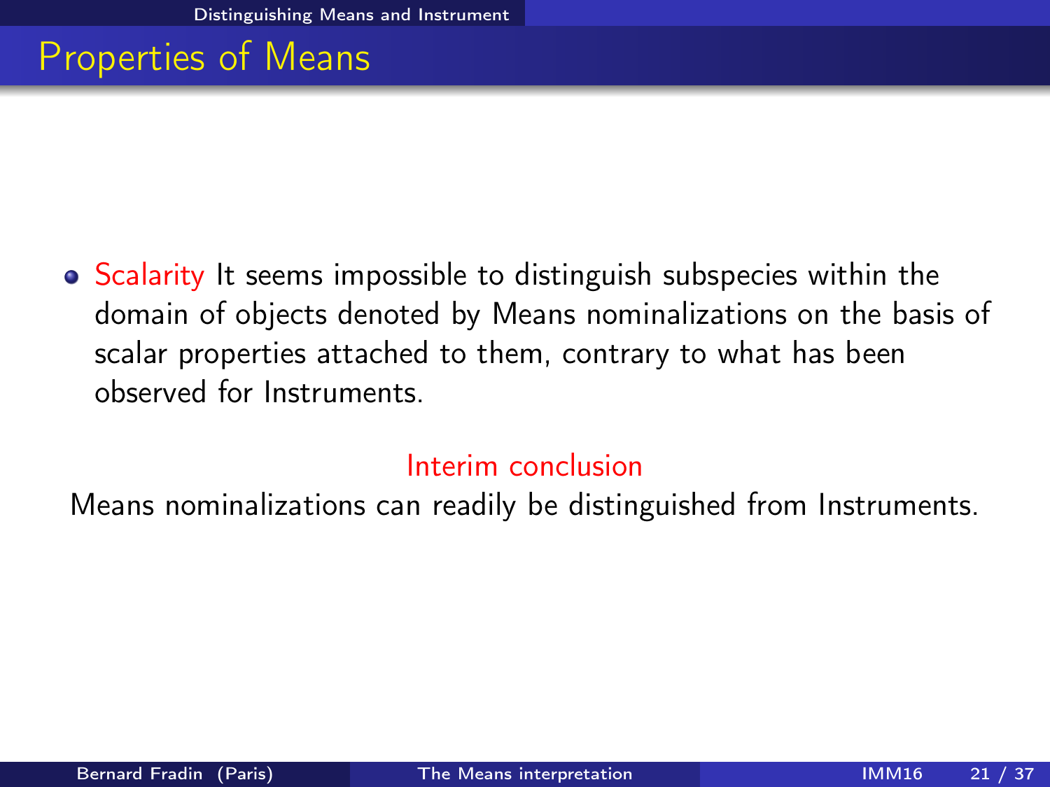## Properties of Means

- Scalarity It seems impossible to distinguish subspecies within the domain of objects denoted by Means nominalizations on the basis of scalar properties attached to them, contrary to what has been observed for Instruments.

**Interim conclusion**

Means nominalizations can readily be distinguished from Instruments.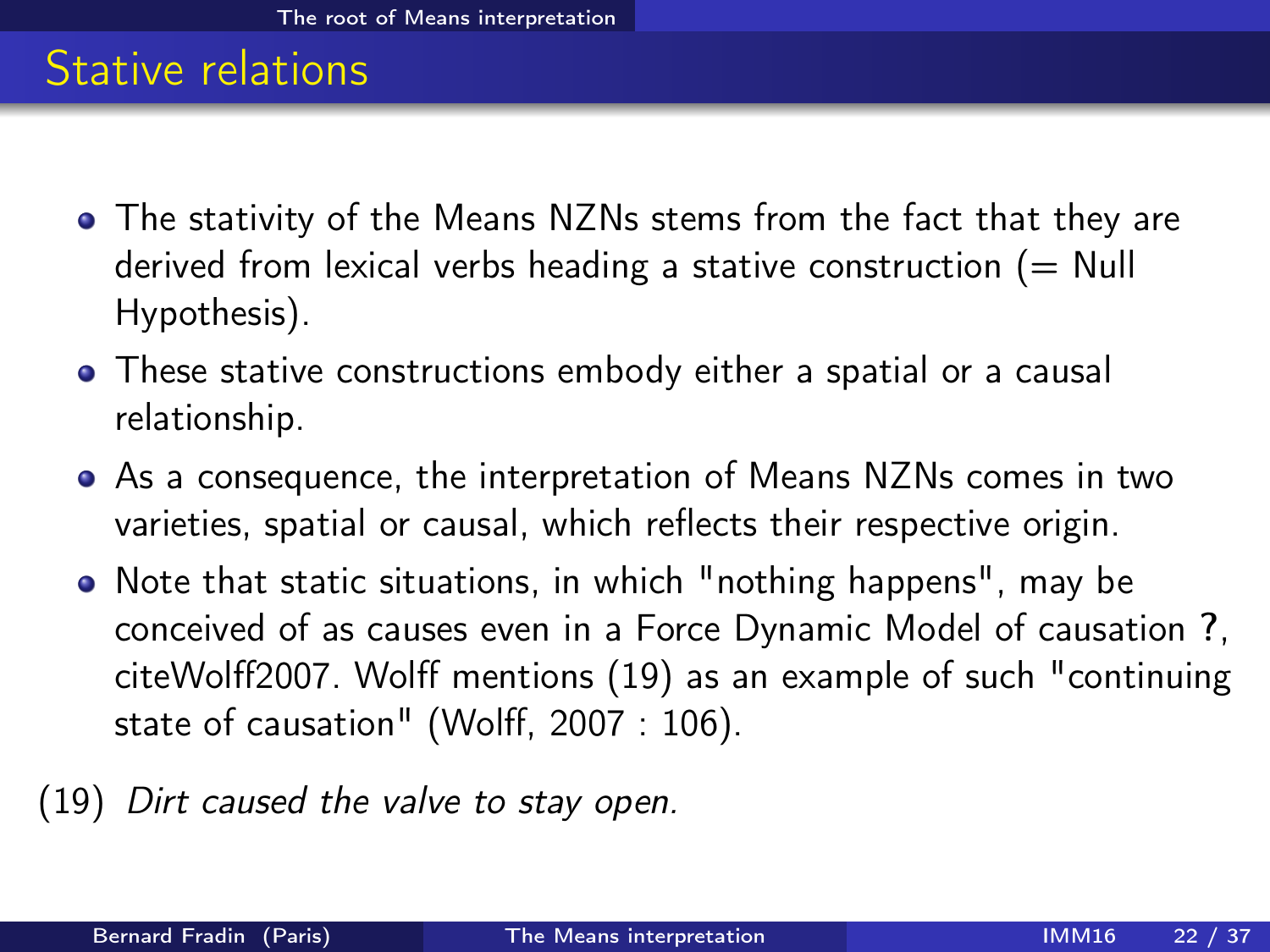## Stative relations

- The stativity of the Means NZNs stems from the fact that they are derived from lexical verbs heading a stative construction (= Null Hypothesis).
- These stative constructions embody either a spatial or a causal relationship.
- As a consequence, the interpretation of Means NZNs comes in two varieties, spatial or causal, which reflects their respective origin.
- Note that static situations, in which "nothing happens", may be conceived of as causes even in a Force Dynamic Model of causation **?**, citeWolff2007. Wolff mentions (19) as an example of such "continuing state of causation" (Wolff, 2007 : 106).

(19) *Dirt caused the valve to stay open.*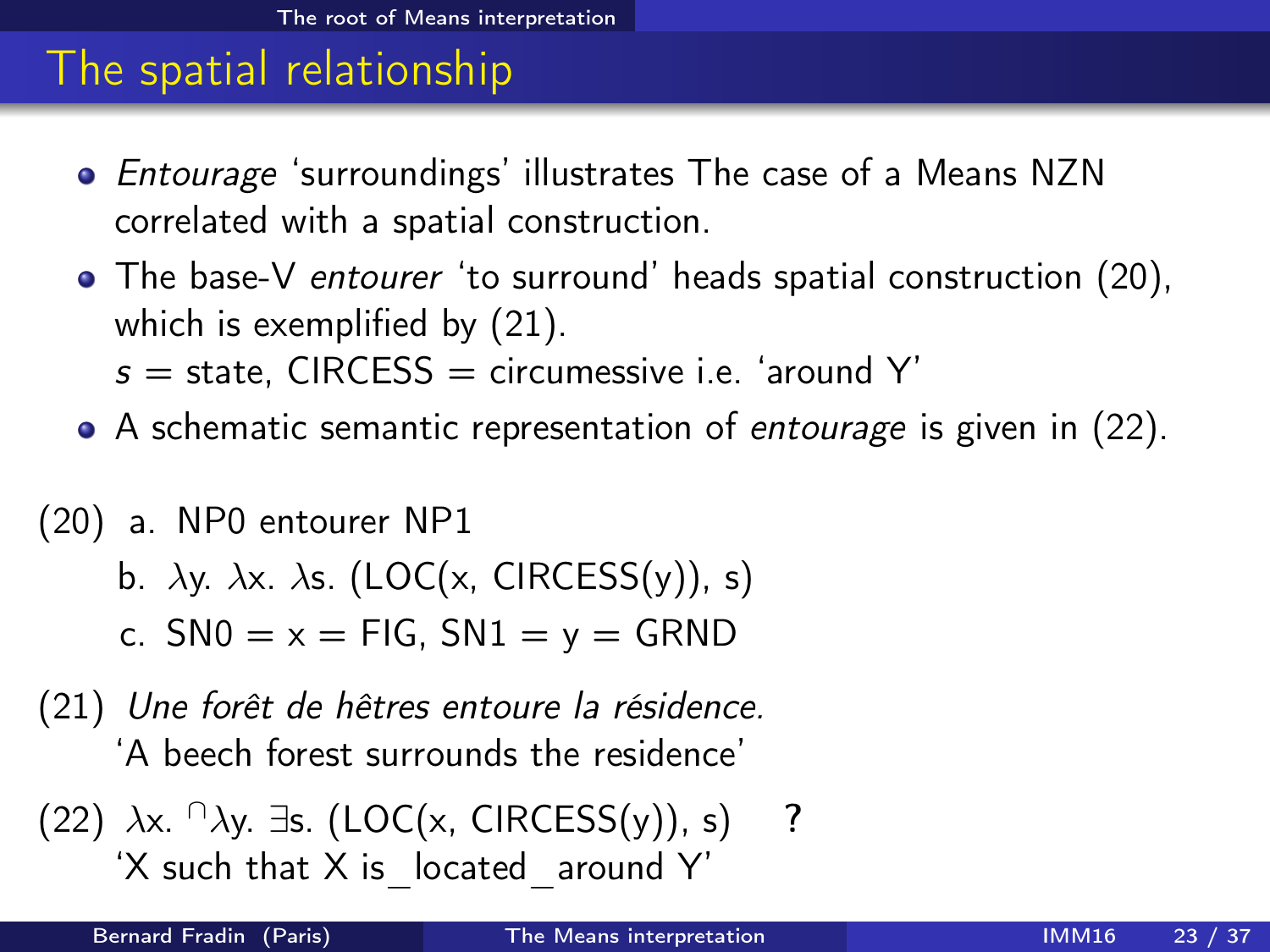## The spatial relationship

- *Entourage* 'surroundings' illustrates The case of a Means NZN correlated with a spatial construction.
- The base-V *entourer* 'to surround' heads spatial construction (20), which is exemplified by (21).
  $s$ = state, CIRCESS = circumessive i.e. 'around Y'
- A schematic semantic representation of *entourage* is given in (22).

(20) a. NP0 entourer NP1

b. $\lambda$y. $\lambda$x. $\lambda$s. (LOC(x, CIRCESS(y)), s)

c. SN0 = x = FIG, SN1 = y = GRND

(21) *Une forêt de hêtres entoure la résidence.*
'A beech forest surrounds the residence'

(22) $\lambda$x. $^{\cap}\lambda$y. $\exists$s. (LOC(x, CIRCESS(y)), s) **?**
'X such that X is_located_around Y'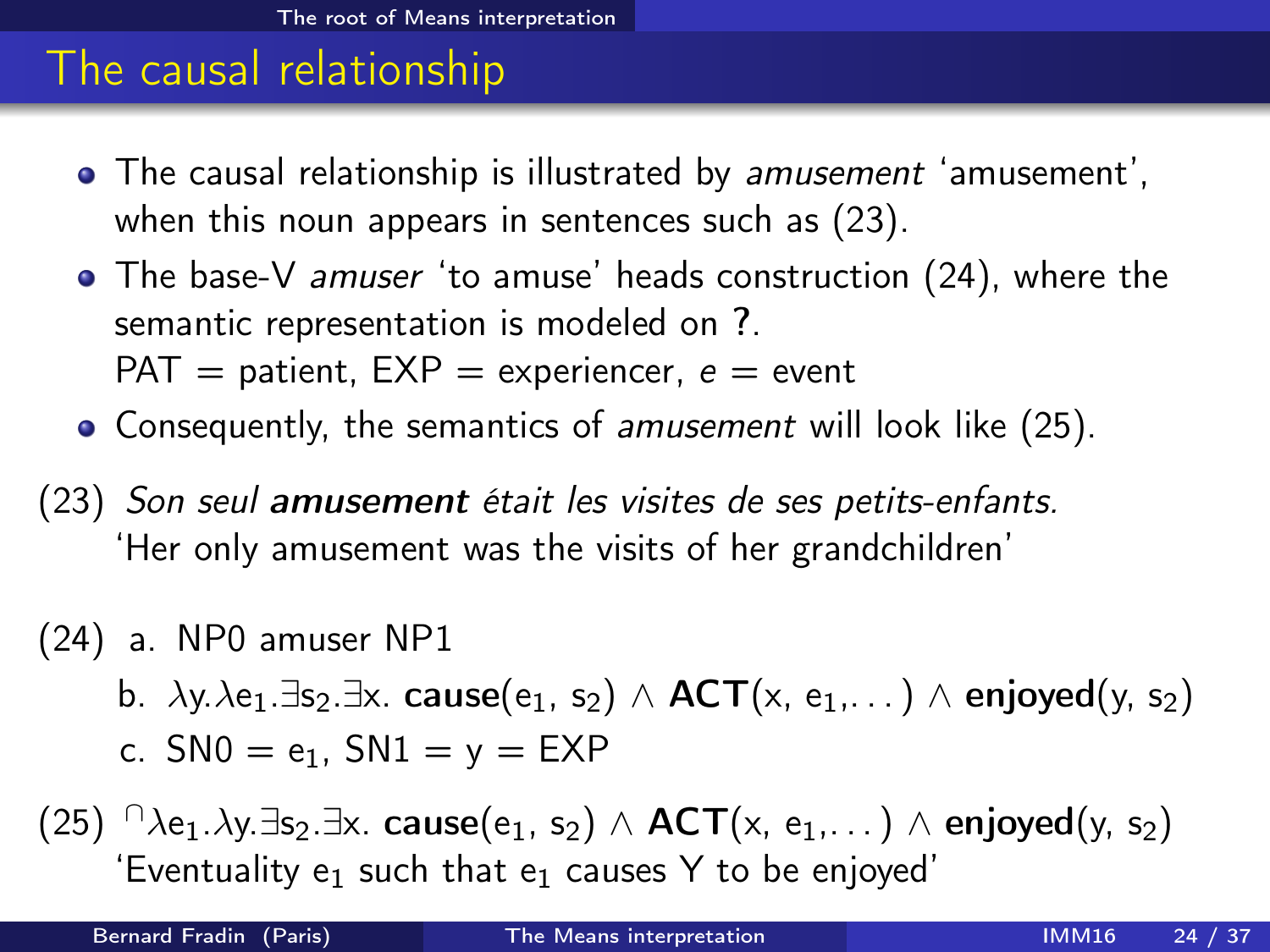## The causal relationship

- The causal relationship is illustrated by *amusement* 'amusement', when this noun appears in sentences such as (23).
- The base-V *amuser* 'to amuse' heads construction (24), where the semantic representation is modeled on **?**.
  PAT = patient, EXP = experiencer, *e* = event
- Consequently, the semantics of *amusement* will look like (25).

(23) *Son seul* ***amusement*** *était les visites de ses petits-enfants.*
'Her only amusement was the visits of her grandchildren'

(24) a. NP0 amuser NP1

b. $\lambda y.\lambda e_1.\exists s_2.\exists x.\ \textbf{cause}(e_1, s_2) \wedge \textbf{ACT}(x, e_1, \ldots) \wedge \textbf{enjoyed}(y, s_2)$

c. $SN0 = e_1$, $SN1 = y = EXP$

(25) $^{\cap}\lambda e_1.\lambda y.\exists s_2.\exists x.\ \textbf{cause}(e_1, s_2) \wedge \textbf{ACT}(x, e_1, \ldots) \wedge \textbf{enjoyed}(y, s_2)$
'Eventuality $e_1$ such that $e_1$ causes Y to be enjoyed'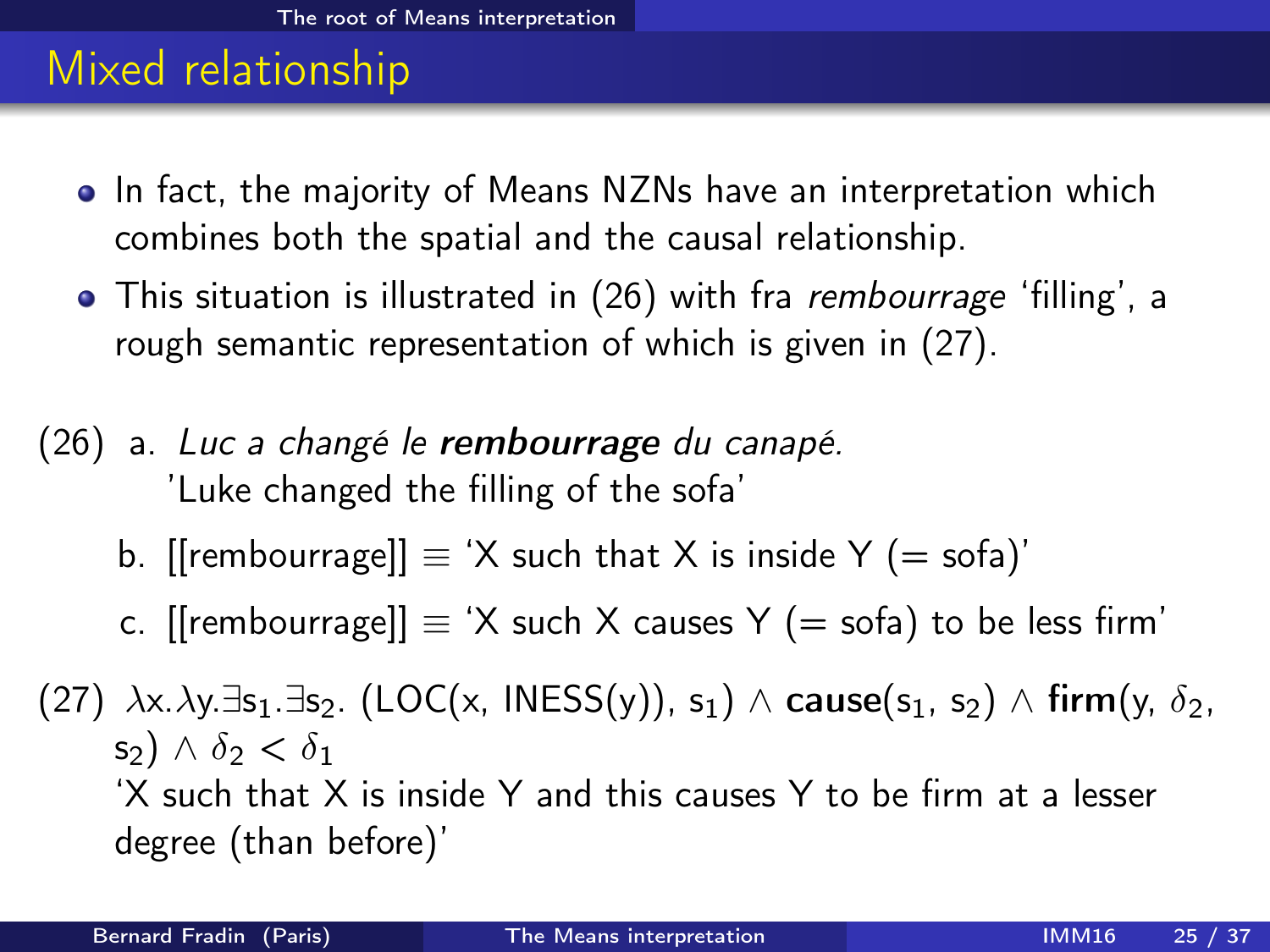# Mixed relationship

- In fact, the majority of Means NZNs have an interpretation which combines both the spatial and the causal relationship.
- This situation is illustrated in (26) with fra *rembourrage* 'filling', a rough semantic representation of which is given in (27).

(26) a. *Luc a changé le* ***rembourrage*** *du canapé.*
'Luke changed the filling of the sofa'

b. [[rembourrage]] ≡ 'X such that X is inside Y (= sofa)'

c. [[rembourrage]] ≡ 'X such X causes Y (= sofa) to be less firm'

(27) $\lambda x.\lambda y.\exists s_1.\exists s_2.$ (LOC(x, INESS(y)), $s_1$) $\wedge$ **cause**($s_1$, $s_2$) $\wedge$ **firm**(y, $\delta_2$, $s_2$) $\wedge$ $\delta_2 < \delta_1$
'X such that X is inside Y and this causes Y to be firm at a lesser degree (than before)'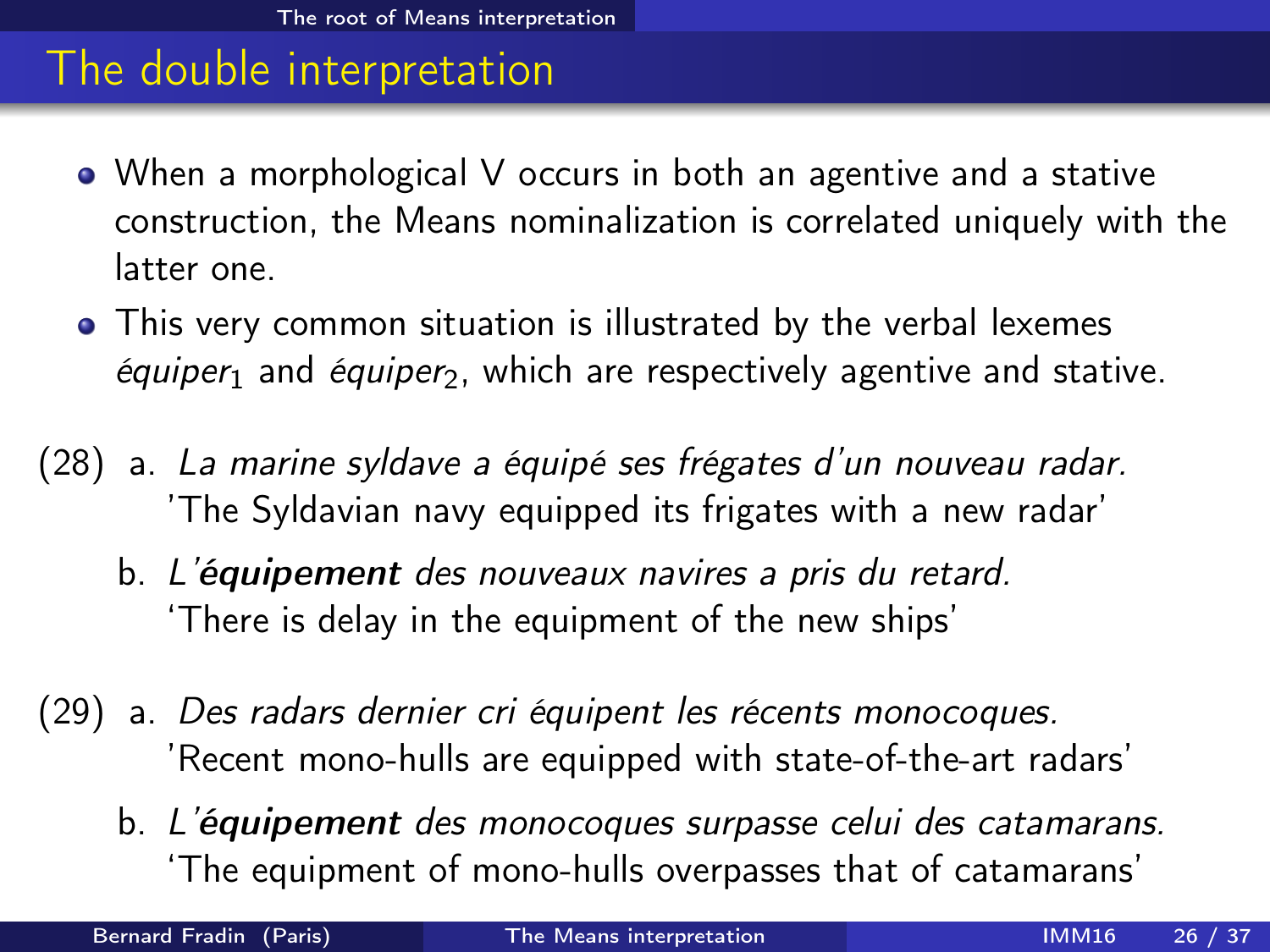## The double interpretation

- When a morphological V occurs in both an agentive and a stative construction, the Means nominalization is correlated uniquely with the latter one.
- This very common situation is illustrated by the verbal lexemes *équiper*$_1$ and *équiper*$_2$, which are respectively agentive and stative.

(28) a. *La marine syldave a équipé ses frégates d'un nouveau radar.*
'The Syldavian navy equipped its frigates with a new radar'

b. *L'**équipement** des nouveaux navires a pris du retard.*
'There is delay in the equipment of the new ships'

(29) a. *Des radars dernier cri équipent les récents monocoques.*
'Recent mono-hulls are equipped with state-of-the-art radars'

b. *L'**équipement** des monocoques surpasse celui des catamarans.*
'The equipment of mono-hulls overpasses that of catamarans'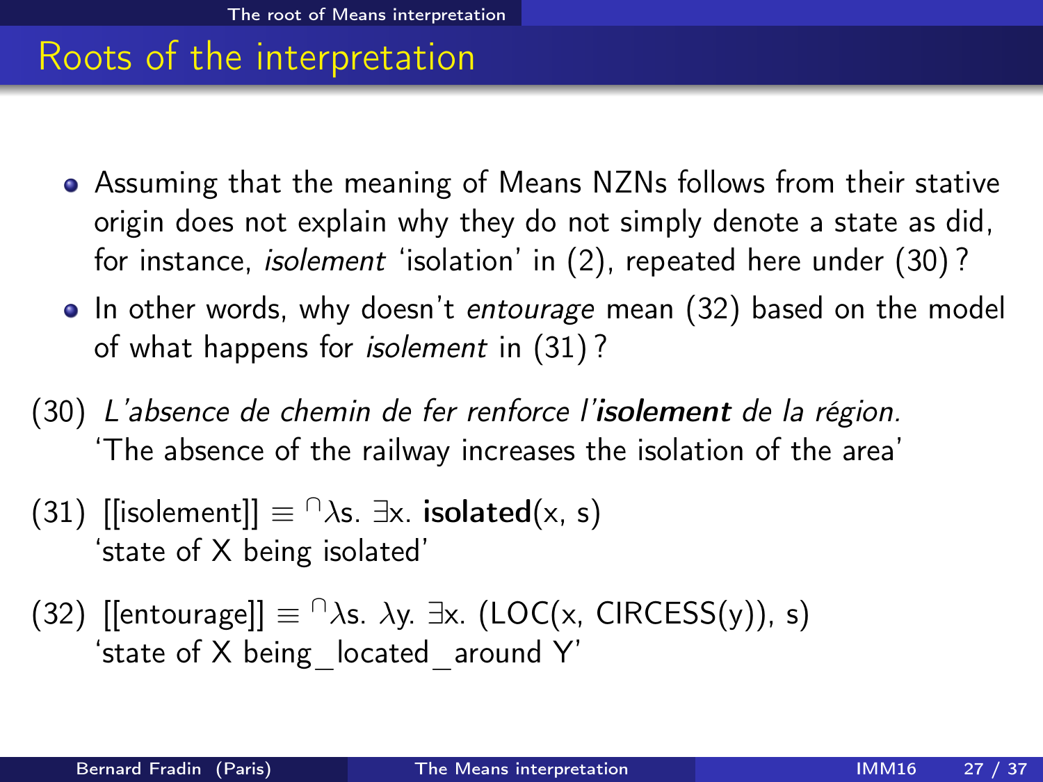## Roots of the interpretation

- Assuming that the meaning of Means NZNs follows from their stative origin does not explain why they do not simply denote a state as did, for instance, *isolement* 'isolation' in (2), repeated here under (30) ?
- In other words, why doesn't *entourage* mean (32) based on the model of what happens for *isolement* in (31) ?

(30) *L'absence de chemin de fer renforce l'**isolement** de la région.*
'The absence of the railway increases the isolation of the area'

(31) [[isolement]] $\equiv {}^{\cap}\lambda s.\ \exists x.\ \mathbf{isolated}(x, s)$
'state of X being isolated'

(32) [[entourage]] $\equiv {}^{\cap}\lambda s.\ \lambda y.\ \exists x.\ (\text{LOC}(x, \text{CIRCESS}(y)), s)$
'state of X being_located_around Y'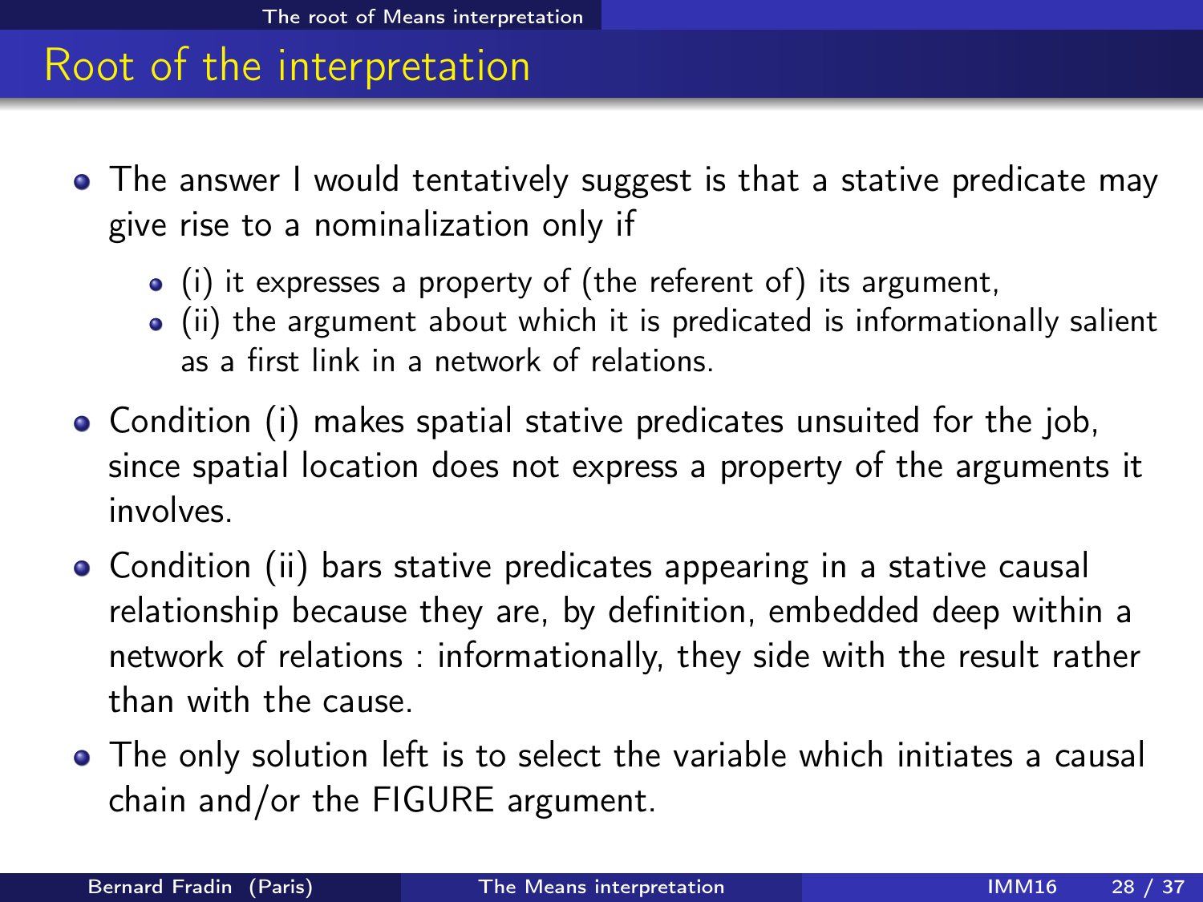## Root of the interpretation

- The answer I would tentatively suggest is that a stative predicate may give rise to a nominalization only if
  - (i) it expresses a property of (the referent of) its argument,
  - (ii) the argument about which it is predicated is informationally salient as a first link in a network of relations.
- Condition (i) makes spatial stative predicates unsuited for the job, since spatial location does not express a property of the arguments it involves.
- Condition (ii) bars stative predicates appearing in a stative causal relationship because they are, by definition, embedded deep within a network of relations : informationally, they side with the result rather than with the cause.
- The only solution left is to select the variable which initiates a causal chain and/or the FIGURE argument.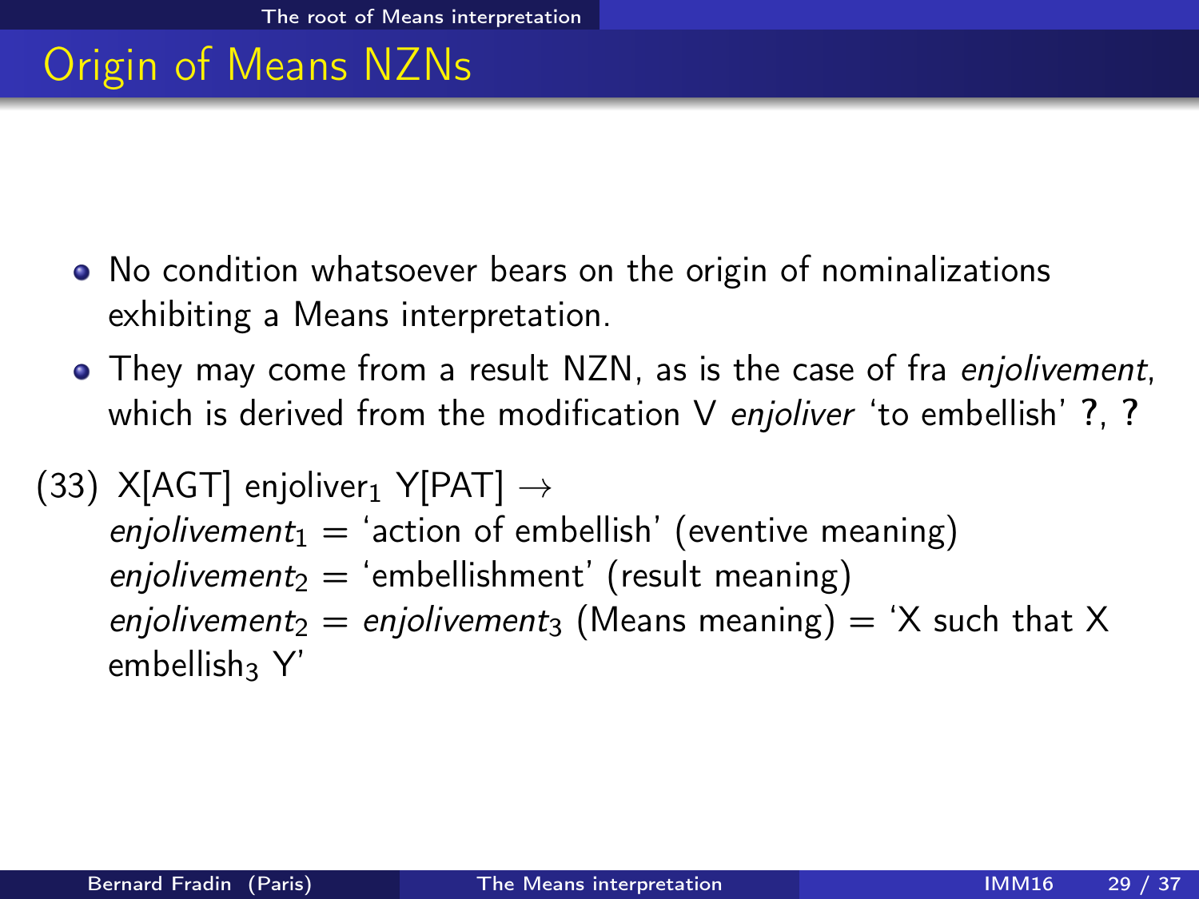# Origin of Means NZNs

- No condition whatsoever bears on the origin of nominalizations exhibiting a Means interpretation.
- They may come from a result NZN, as is the case of fra *enjolivement*, which is derived from the modification V *enjoliver* 'to embellish' **?**, **?**

(33) X[AGT] enjoliver$_1$ Y[PAT] $\rightarrow$
*enjolivement*$_1$ = 'action of embellish' (eventive meaning)
*enjolivement*$_2$ = 'embellishment' (result meaning)
*enjolivement*$_2$ = *enjolivement*$_3$ (Means meaning) = 'X such that X embellish$_3$ Y'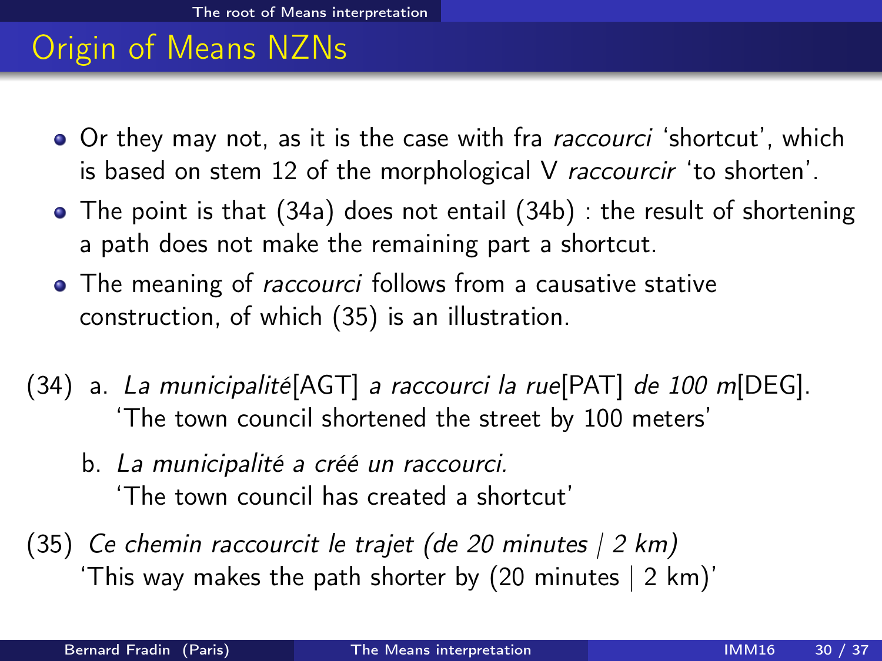## Origin of Means NZNs

- Or they may not, as it is the case with fra *raccourci* 'shortcut', which is based on stem 12 of the morphological V *raccourcir* 'to shorten'.
- The point is that (34a) does not entail (34b) : the result of shortening a path does not make the remaining part a shortcut.
- The meaning of *raccourci* follows from a causative stative construction, of which (35) is an illustration.

(34) a. *La municipalité*[AGT] *a raccourci la rue*[PAT] *de 100 m*[DEG].
'The town council shortened the street by 100 meters'

b. *La municipalité a créé un raccourci.*
'The town council has created a shortcut'

(35) *Ce chemin raccourcit le trajet (de 20 minutes | 2 km)*
'This way makes the path shorter by (20 minutes | 2 km)'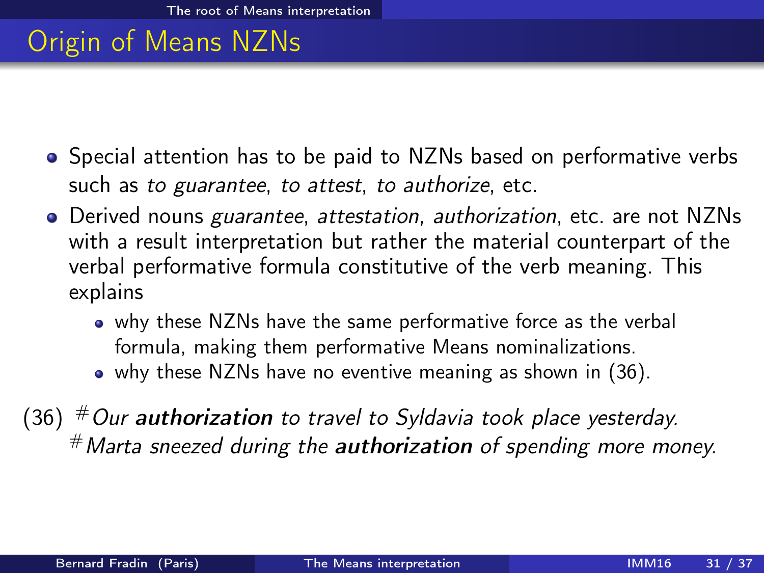# Origin of Means NZNs

- Special attention has to be paid to NZNs based on performative verbs such as *to guarantee*, *to attest*, *to authorize*, etc.
- Derived nouns *guarantee*, *attestation*, *authorization*, etc. are not NZNs with a result interpretation but rather the material counterpart of the verbal performative formula constitutive of the verb meaning. This explains
  - why these NZNs have the same performative force as the verbal formula, making them performative Means nominalizations.
  - why these NZNs have no eventive meaning as shown in (36).

(36) #*Our* ***authorization*** *to travel to Syldavia took place yesterday.*
#*Marta sneezed during the* ***authorization*** *of spending more money.*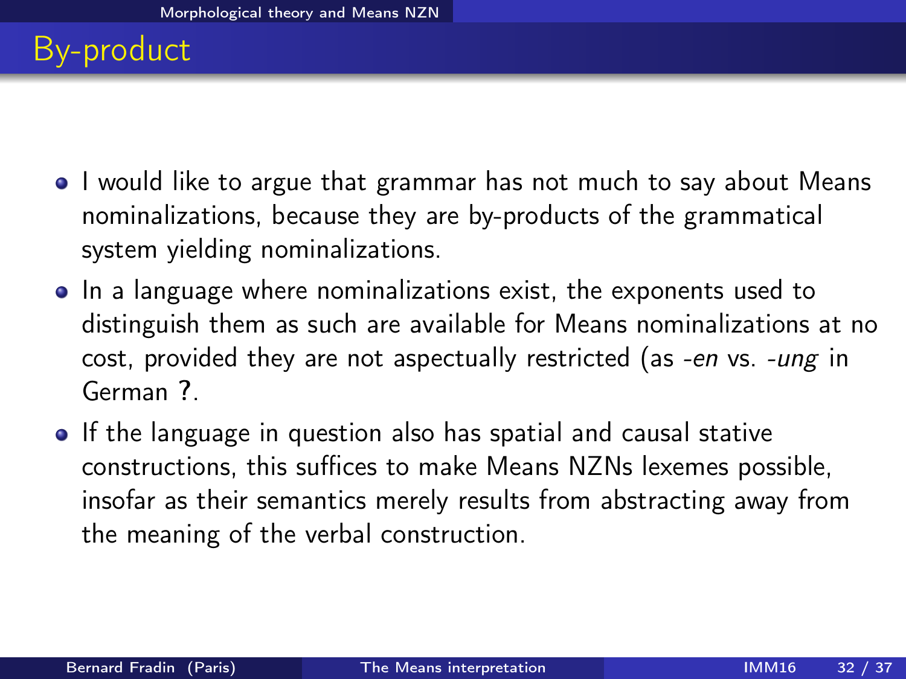# By-product

- I would like to argue that grammar has not much to say about Means nominalizations, because they are by-products of the grammatical system yielding nominalizations.
- In a language where nominalizations exist, the exponents used to distinguish them as such are available for Means nominalizations at no cost, provided they are not aspectually restricted (as *-en* vs. *-ung* in German **?**.
- If the language in question also has spatial and causal stative constructions, this suffices to make Means NZNs lexemes possible, insofar as their semantics merely results from abstracting away from the meaning of the verbal construction.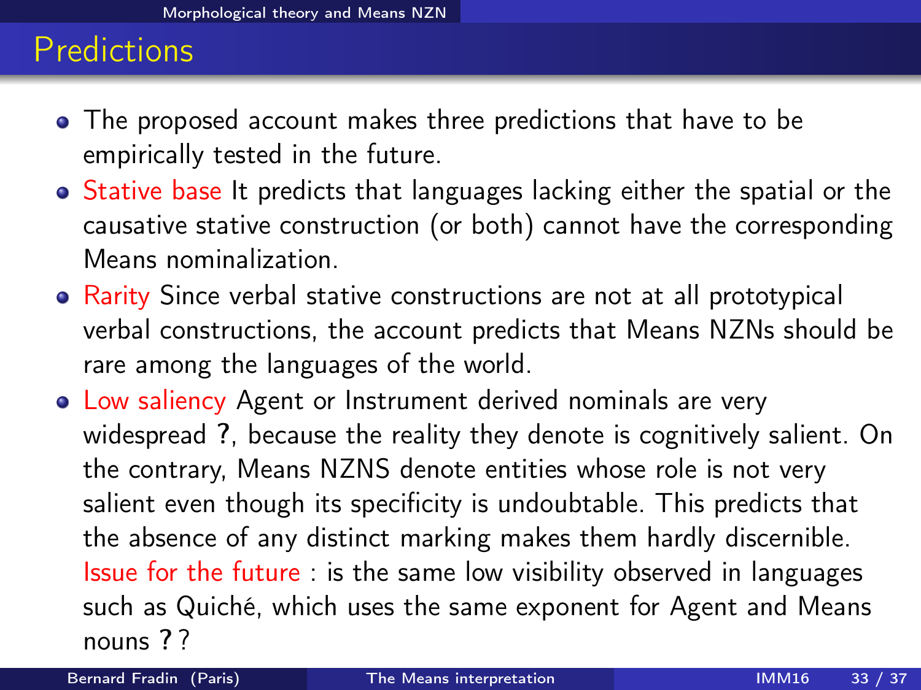# Predictions

- The proposed account makes three predictions that have to be empirically tested in the future.
- Stative base It predicts that languages lacking either the spatial or the causative stative construction (or both) cannot have the corresponding Means nominalization.
- Rarity Since verbal stative constructions are not at all prototypical verbal constructions, the account predicts that Means NZNs should be rare among the languages of the world.
- Low saliency Agent or Instrument derived nominals are very widespread **?**, because the reality they denote is cognitively salient. On the contrary, Means NZNS denote entities whose role is not very salient even though its specificity is undoubtable. This predicts that the absence of any distinct marking makes them hardly discernible. Issue for the future : is the same low visibility observed in languages such as Quiché, which uses the same exponent for Agent and Means nouns **?**?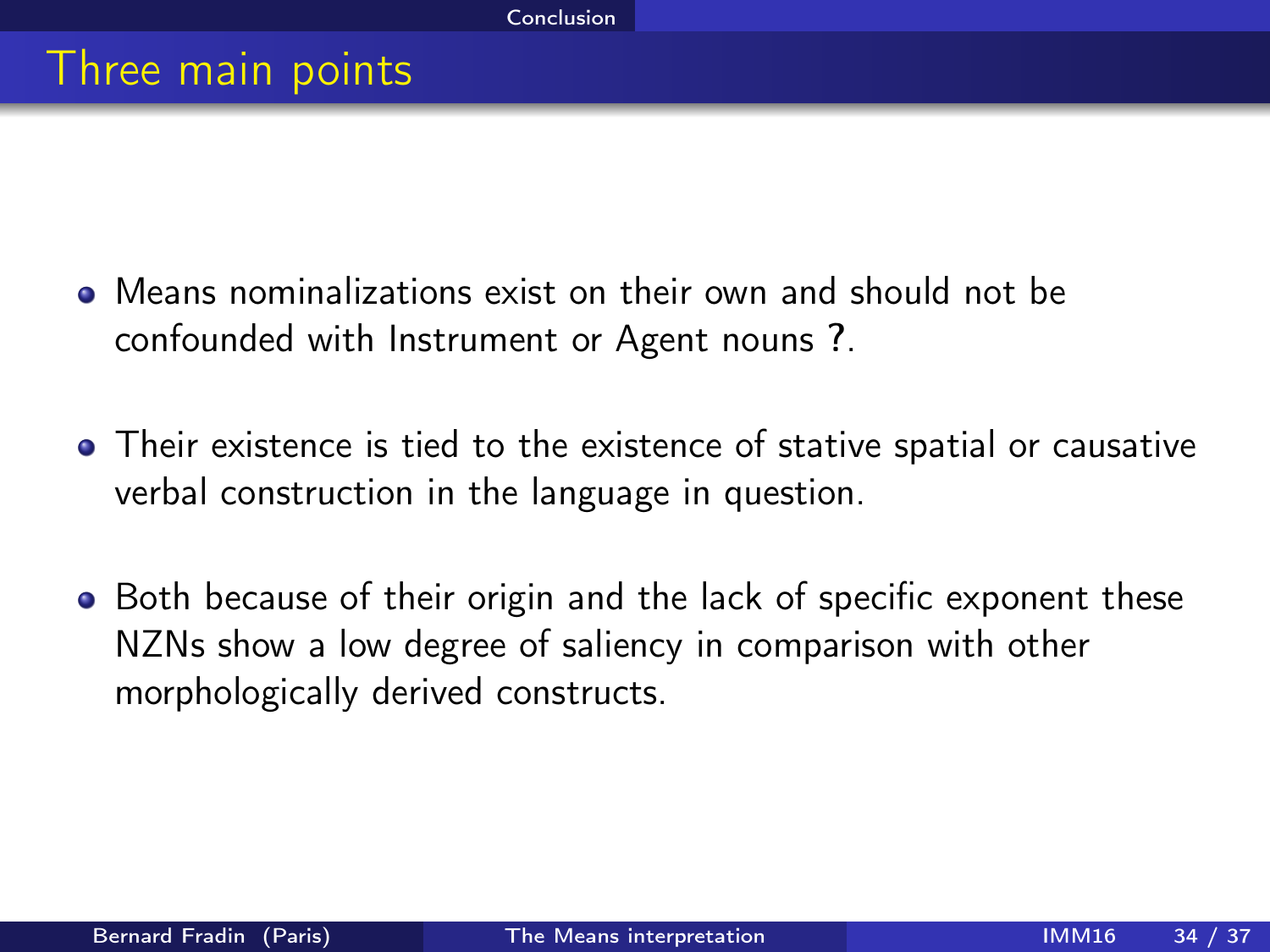## Three main points

- Means nominalizations exist on their own and should not be confounded with Instrument or Agent nouns **?**.

- Their existence is tied to the existence of stative spatial or causative verbal construction in the language in question.

- Both because of their origin and the lack of specific exponent these NZNs show a low degree of saliency in comparison with other morphologically derived constructs.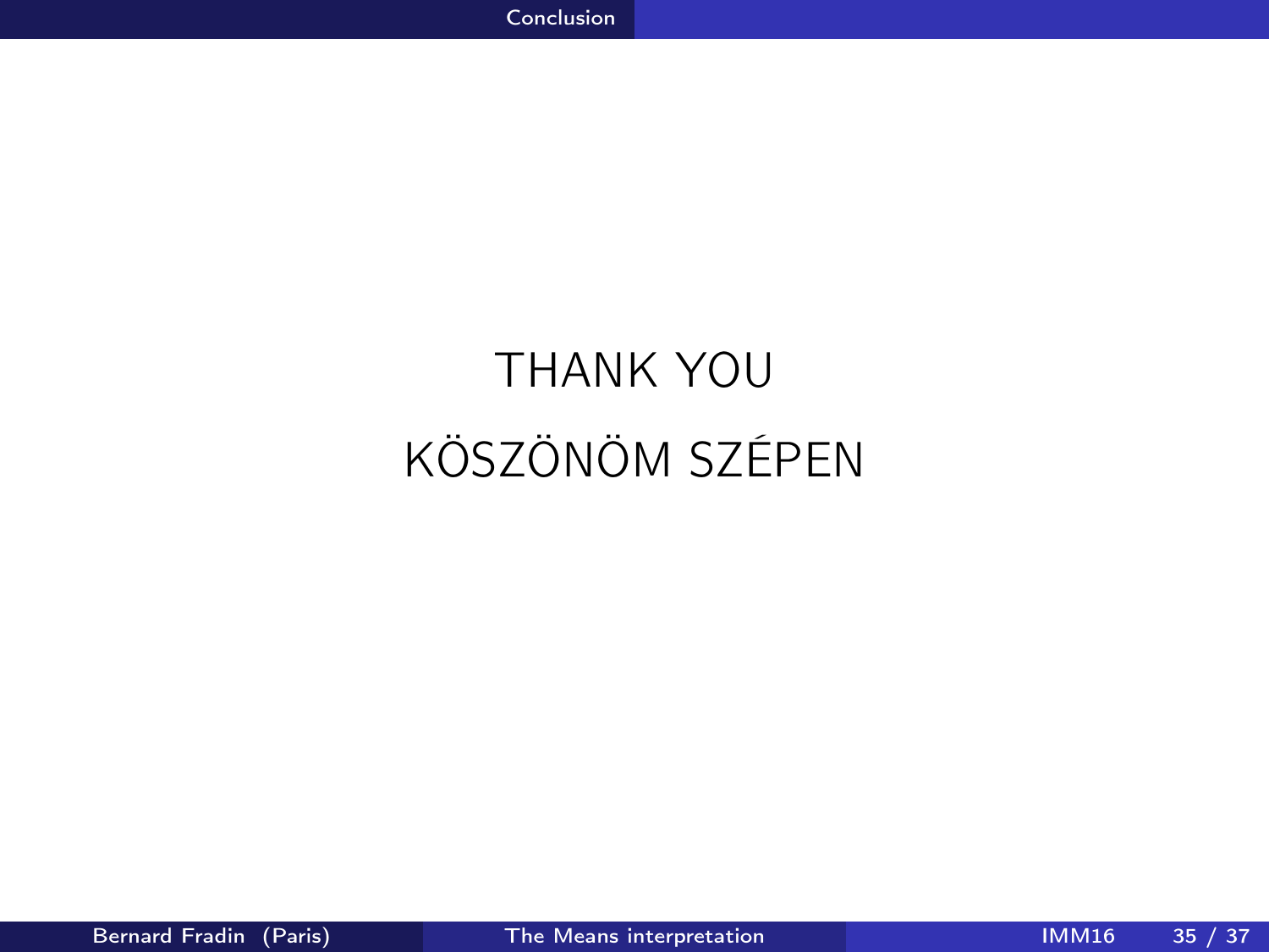THANK YOU

KÖSZÖNÖM SZÉPEN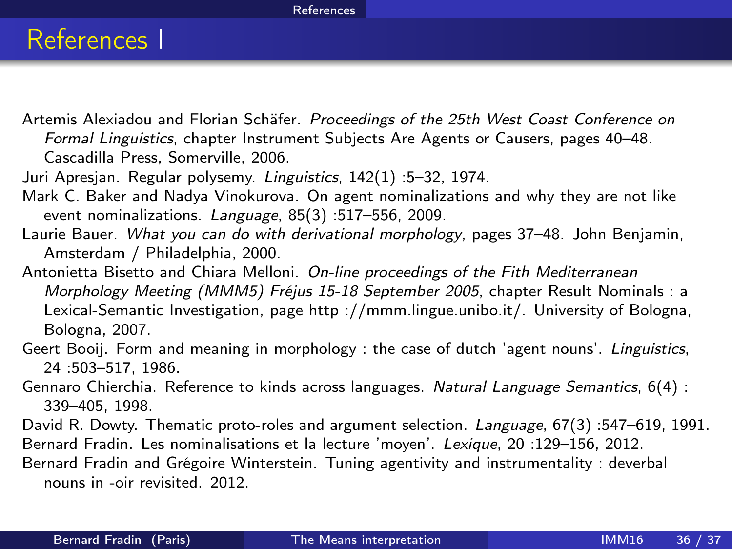# References I

Artemis Alexiadou and Florian Schäfer. *Proceedings of the 25th West Coast Conference on Formal Linguistics*, chapter Instrument Subjects Are Agents or Causers, pages 40–48. Cascadilla Press, Somerville, 2006.

Juri Apresjan. Regular polysemy. *Linguistics*, 142(1) :5–32, 1974.

Mark C. Baker and Nadya Vinokurova. On agent nominalizations and why they are not like event nominalizations. *Language*, 85(3) :517–556, 2009.

Laurie Bauer. *What you can do with derivational morphology*, pages 37–48. John Benjamin, Amsterdam / Philadelphia, 2000.

Antonietta Bisetto and Chiara Melloni. *On-line proceedings of the Fith Mediterranean Morphology Meeting (MMM5) Fréjus 15-18 September 2005*, chapter Result Nominals : a Lexical-Semantic Investigation, page http ://mmm.lingue.unibo.it/. University of Bologna, Bologna, 2007.

Geert Booij. Form and meaning in morphology : the case of dutch 'agent nouns'. *Linguistics*, 24 :503–517, 1986.

Gennaro Chierchia. Reference to kinds across languages. *Natural Language Semantics*, 6(4) : 339–405, 1998.

David R. Dowty. Thematic proto-roles and argument selection. *Language*, 67(3) :547–619, 1991.

Bernard Fradin. Les nominalisations et la lecture 'moyen'. *Lexique*, 20 :129–156, 2012.

Bernard Fradin and Grégoire Winterstein. Tuning agentivity and instrumentality : deverbal nouns in -oir revisited. 2012.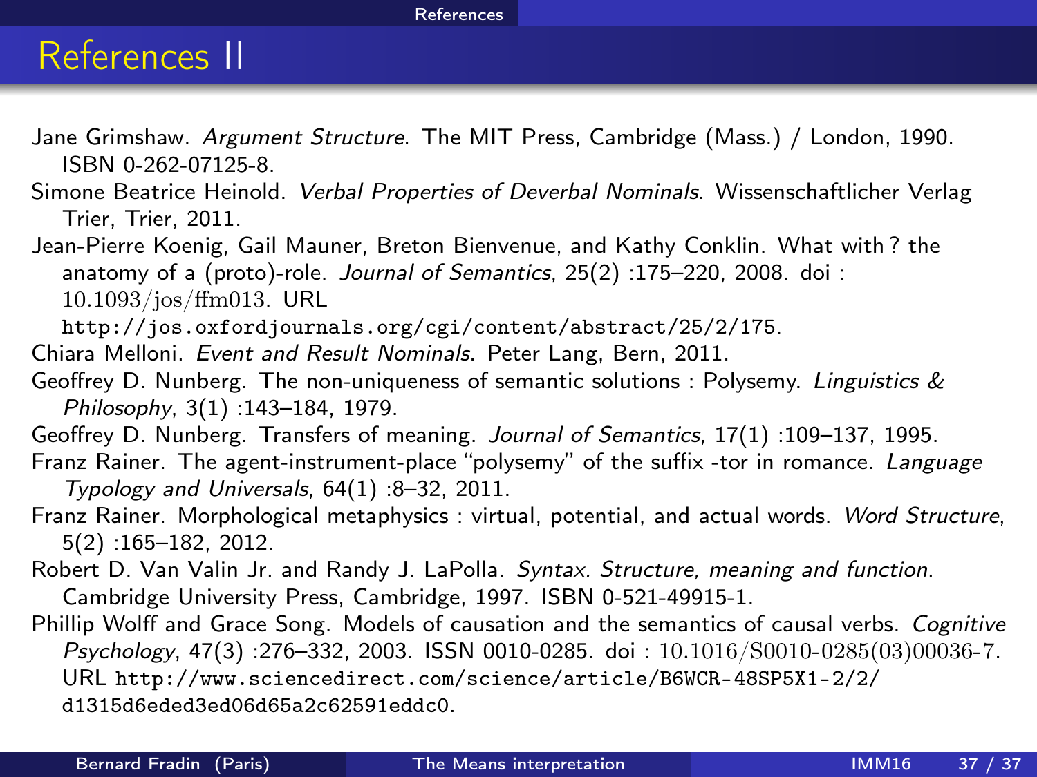# References II

Jane Grimshaw. *Argument Structure*. The MIT Press, Cambridge (Mass.) / London, 1990. ISBN 0-262-07125-8.

Simone Beatrice Heinold. *Verbal Properties of Deverbal Nominals*. Wissenschaftlicher Verlag Trier, Trier, 2011.

Jean-Pierre Koenig, Gail Mauner, Breton Bienvenue, and Kathy Conklin. What with ? the anatomy of a (proto)-role. *Journal of Semantics*, 25(2) :175–220, 2008. doi : 10.1093/jos/ffm013. URL http://jos.oxfordjournals.org/cgi/content/abstract/25/2/175.

Chiara Melloni. *Event and Result Nominals*. Peter Lang, Bern, 2011.

Geoffrey D. Nunberg. The non-uniqueness of semantic solutions : Polysemy. *Linguistics & Philosophy*, 3(1) :143–184, 1979.

Geoffrey D. Nunberg. Transfers of meaning. *Journal of Semantics*, 17(1) :109–137, 1995.

Franz Rainer. The agent-instrument-place "polysemy" of the suffix -tor in romance. *Language Typology and Universals*, 64(1) :8–32, 2011.

Franz Rainer. Morphological metaphysics : virtual, potential, and actual words. *Word Structure*, 5(2) :165–182, 2012.

Robert D. Van Valin Jr. and Randy J. LaPolla. *Syntax. Structure, meaning and function*. Cambridge University Press, Cambridge, 1997. ISBN 0-521-49915-1.

Phillip Wolff and Grace Song. Models of causation and the semantics of causal verbs. *Cognitive Psychology*, 47(3) :276–332, 2003. ISSN 0010-0285. doi : 10.1016/S0010-0285(03)00036-7. URL http://www.sciencedirect.com/science/article/B6WCR-48SP5X1-2/2/d1315d6eded3ed06d65a2c62591eddc0.